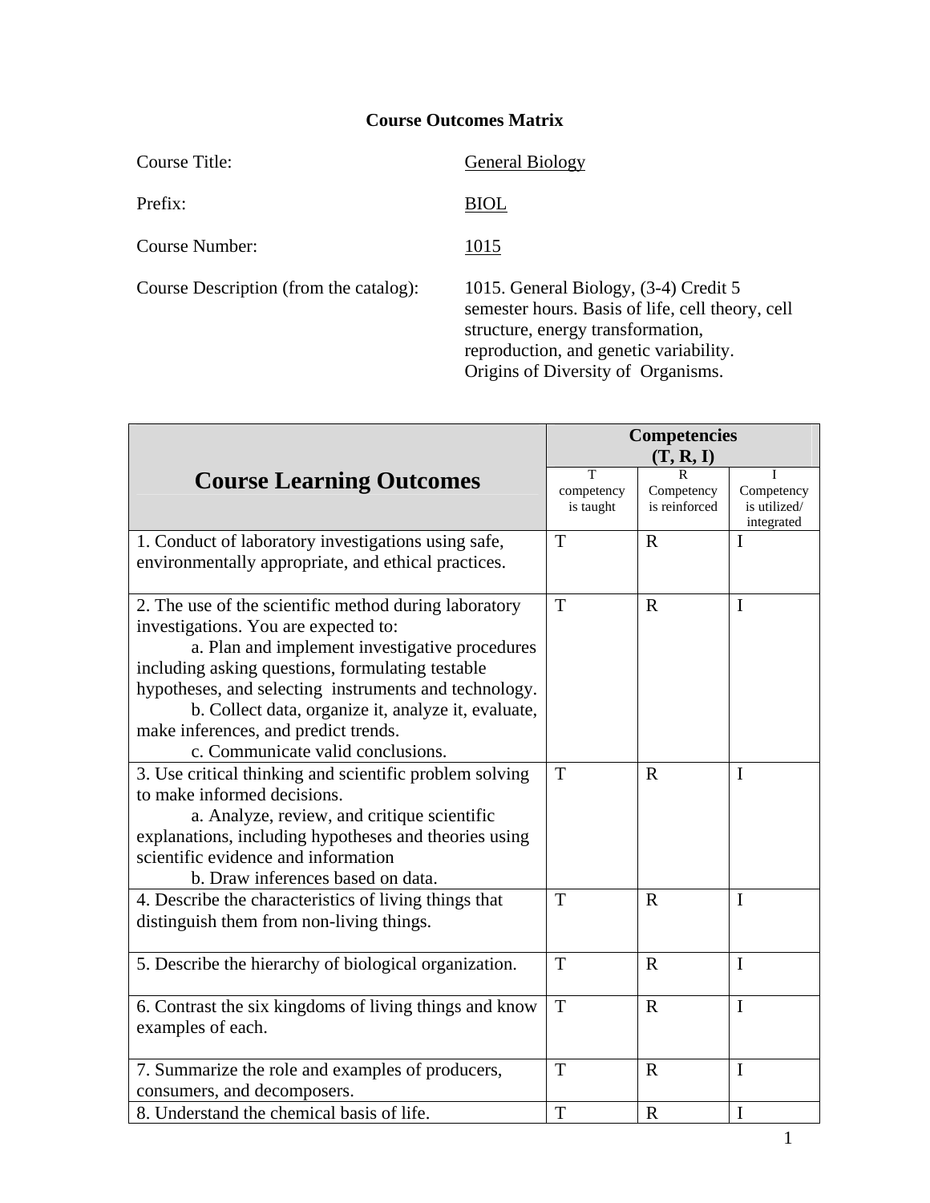# Course Outcomes Matrix

Course Title: General Biology

Prefix: BIOL

Course Number: 1015

Course Description (from the catalog): 1015. General Biology, (3-4) Credit 5 semester hours. Basis of life, cell theory, cell structure, energy transformation, reproduction, and genetic variability. Origins of Diversity of Organisms.

| Course Learning Outcomes | Competencies (T, R, I) | | |
|---|---|---|---|
| | T competency is taught | R Competency is reinforced | I Competency is utilized/ integrated |
| 1. Conduct of laboratory investigations using safe, environmentally appropriate, and ethical practices. | T | R | I |
| 2. The use of the scientific method during laboratory investigations. You are expected to: a. Plan and implement investigative procedures including asking questions, formulating testable hypotheses, and selecting instruments and technology. b. Collect data, organize it, analyze it, evaluate, make inferences, and predict trends. c. Communicate valid conclusions. | T | R | I |
| 3. Use critical thinking and scientific problem solving to make informed decisions. a. Analyze, review, and critique scientific explanations, including hypotheses and theories using scientific evidence and information b. Draw inferences based on data. | T | R | I |
| 4. Describe the characteristics of living things that distinguish them from non-living things. | T | R | I |
| 5. Describe the hierarchy of biological organization. | T | R | I |
| 6. Contrast the six kingdoms of living things and know examples of each. | T | R | I |
| 7. Summarize the role and examples of producers, consumers, and decomposers. | T | R | I |
| 8. Understand the chemical basis of life. | T | R | I |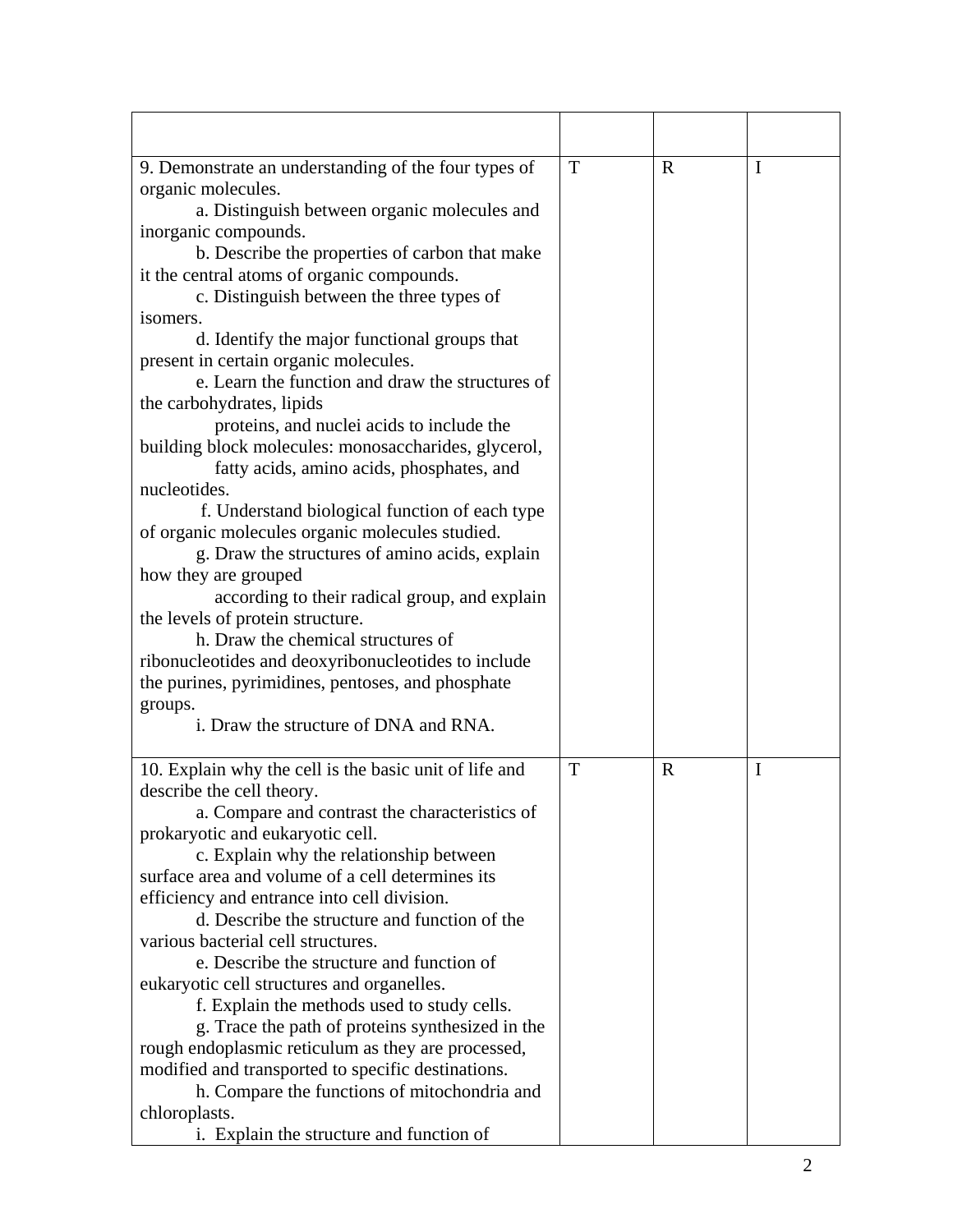| | | | |
|---|---|---|---|
| 9. Demonstrate an understanding of the four types of organic molecules.<br>a. Distinguish between organic molecules and inorganic compounds.<br>b. Describe the properties of carbon that make it the central atoms of organic compounds.<br>c. Distinguish between the three types of isomers.<br>d. Identify the major functional groups that present in certain organic molecules.<br>e. Learn the function and draw the structures of the carbohydrates, lipids proteins, and nuclei acids to include the building block molecules: monosaccharides, glycerol, fatty acids, amino acids, phosphates, and nucleotides.<br>f. Understand biological function of each type of organic molecules organic molecules studied.<br>g. Draw the structures of amino acids, explain how they are grouped according to their radical group, and explain the levels of protein structure.<br>h. Draw the chemical structures of ribonucleotides and deoxyribonucleotides to include the purines, pyrimidines, pentoses, and phosphate groups.<br>i. Draw the structure of DNA and RNA. | T | R | I |
| 10. Explain why the cell is the basic unit of life and describe the cell theory.<br>a. Compare and contrast the characteristics of prokaryotic and eukaryotic cell.<br>c. Explain why the relationship between surface area and volume of a cell determines its efficiency and entrance into cell division.<br>d. Describe the structure and function of the various bacterial cell structures.<br>e. Describe the structure and function of eukaryotic cell structures and organelles.<br>f. Explain the methods used to study cells.<br>g. Trace the path of proteins synthesized in the rough endoplasmic reticulum as they are processed, modified and transported to specific destinations.<br>h. Compare the functions of mitochondria and chloroplasts.<br>i. Explain the structure and function of | T | R | I |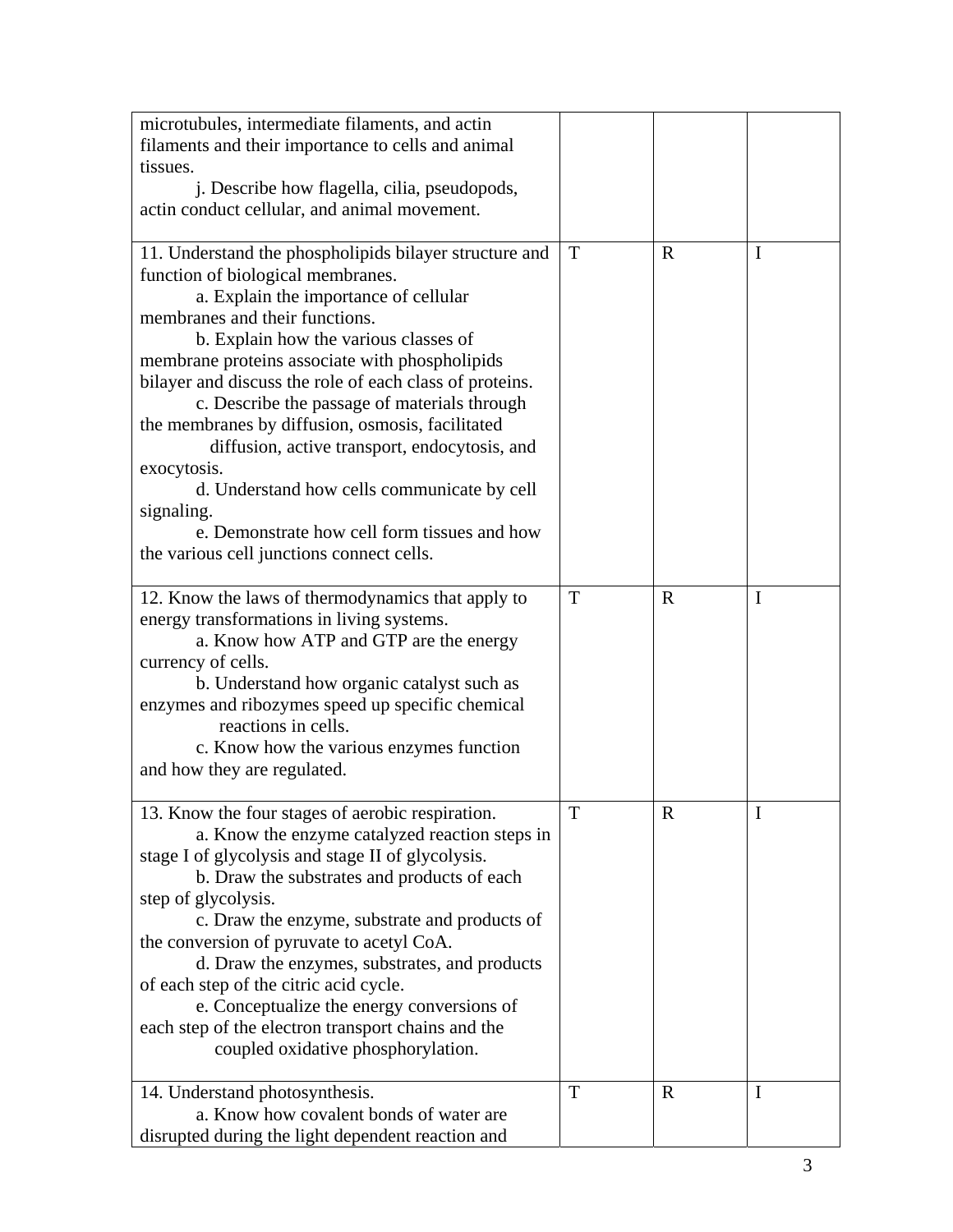| | | | |
|---|---|---|---|
| microtubules, intermediate filaments, and actin filaments and their importance to cells and animal tissues.<br>j. Describe how flagella, cilia, pseudopods, actin conduct cellular, and animal movement. | | | |
| 11. Understand the phospholipids bilayer structure and function of biological membranes.<br>a. Explain the importance of cellular membranes and their functions.<br>b. Explain how the various classes of membrane proteins associate with phospholipids bilayer and discuss the role of each class of proteins.<br>c. Describe the passage of materials through the membranes by diffusion, osmosis, facilitated diffusion, active transport, endocytosis, and exocytosis.<br>d. Understand how cells communicate by cell signaling.<br>e. Demonstrate how cell form tissues and how the various cell junctions connect cells. | T | R | I |
| 12. Know the laws of thermodynamics that apply to energy transformations in living systems.<br>a. Know how ATP and GTP are the energy currency of cells.<br>b. Understand how organic catalyst such as enzymes and ribozymes speed up specific chemical reactions in cells.<br>c. Know how the various enzymes function and how they are regulated. | T | R | I |
| 13. Know the four stages of aerobic respiration.<br>a. Know the enzyme catalyzed reaction steps in stage I of glycolysis and stage II of glycolysis.<br>b. Draw the substrates and products of each step of glycolysis.<br>c. Draw the enzyme, substrate and products of the conversion of pyruvate to acetyl CoA.<br>d. Draw the enzymes, substrates, and products of each step of the citric acid cycle.<br>e. Conceptualize the energy conversions of each step of the electron transport chains and the coupled oxidative phosphorylation. | T | R | I |
| 14. Understand photosynthesis.<br>a. Know how covalent bonds of water are disrupted during the light dependent reaction and | T | R | I |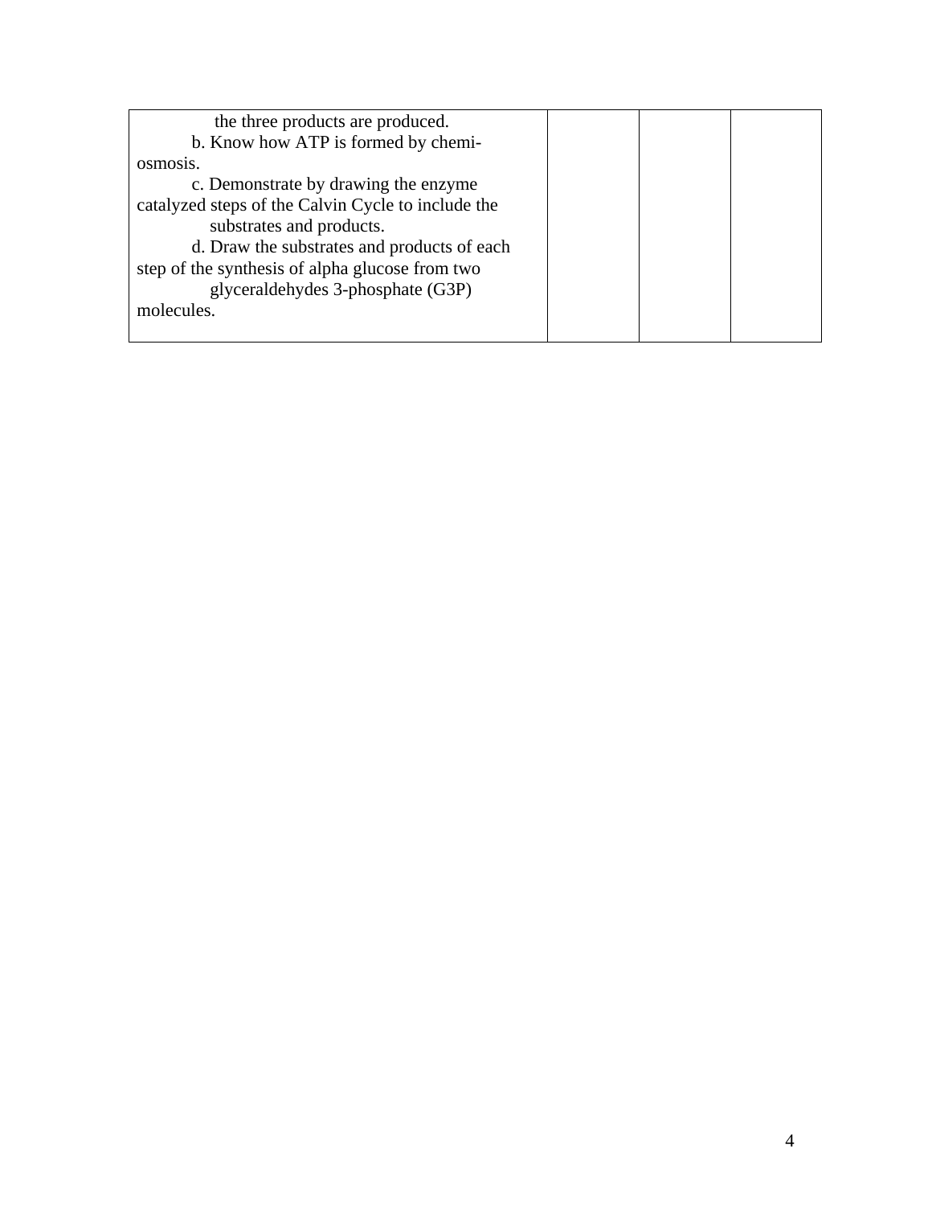| | | | |
|---|---|---|---|
| the three products are produced.<br>b. Know how ATP is formed by chemi-osmosis.<br>c. Demonstrate by drawing the enzyme catalyzed steps of the Calvin Cycle to include the substrates and products.<br>d. Draw the substrates and products of each step of the synthesis of alpha glucose from two glyceraldehydes 3-phosphate (G3P) molecules. | | | |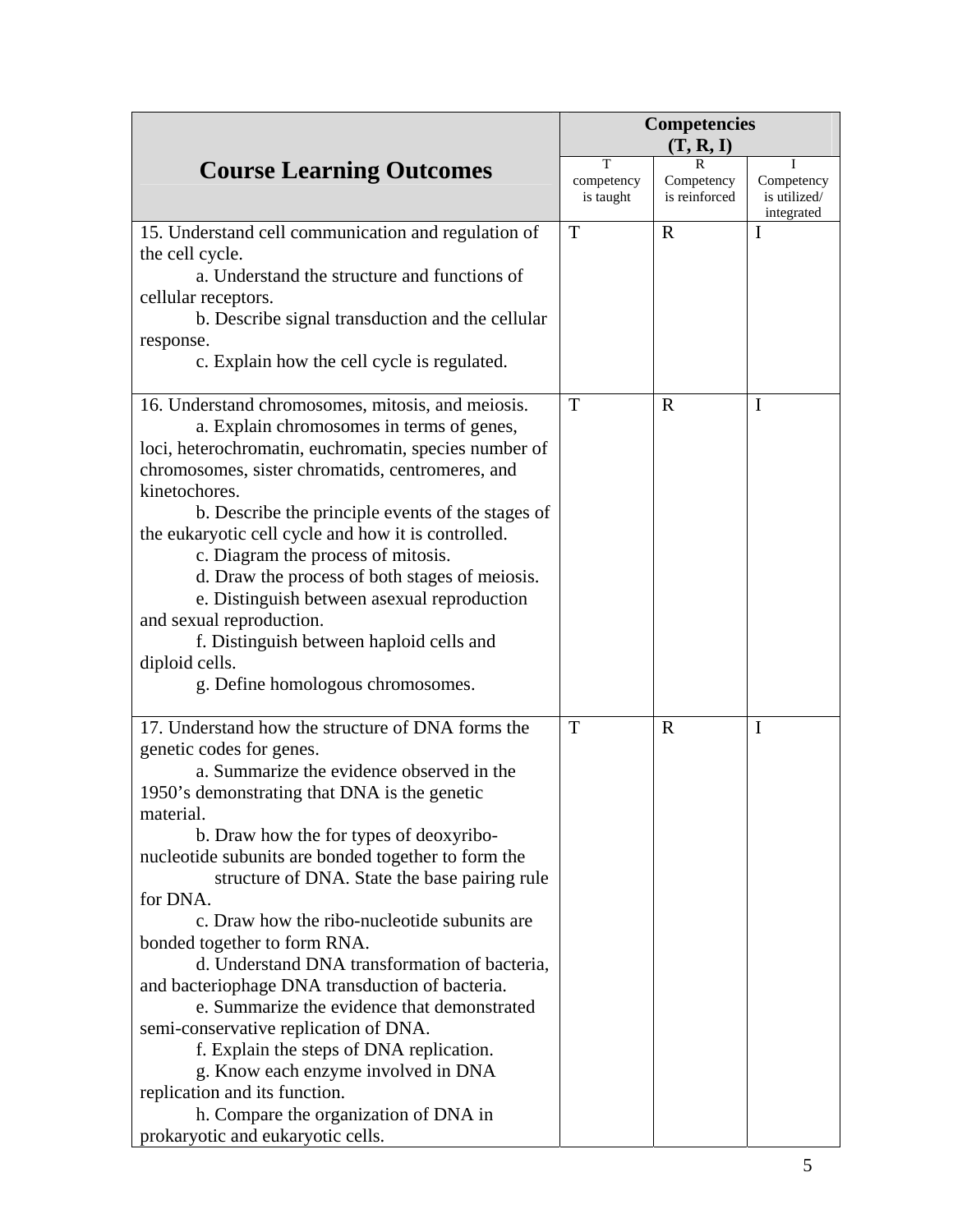| Course Learning Outcomes | Competencies (T, R, I) | | |
|---|---|---|---|
| | T competency is taught | R Competency is reinforced | I Competency is utilized/ integrated |
| 15. Understand cell communication and regulation of the cell cycle.<br>a. Understand the structure and functions of cellular receptors.<br>b. Describe signal transduction and the cellular response.<br>c. Explain how the cell cycle is regulated. | T | R | I |
| 16. Understand chromosomes, mitosis, and meiosis.<br>a. Explain chromosomes in terms of genes, loci, heterochromatin, euchromatin, species number of chromosomes, sister chromatids, centromeres, and kinetochores.<br>b. Describe the principle events of the stages of the eukaryotic cell cycle and how it is controlled.<br>c. Diagram the process of mitosis.<br>d. Draw the process of both stages of meiosis.<br>e. Distinguish between asexual reproduction and sexual reproduction.<br>f. Distinguish between haploid cells and diploid cells.<br>g. Define homologous chromosomes. | T | R | I |
| 17. Understand how the structure of DNA forms the genetic codes for genes.<br>a. Summarize the evidence observed in the 1950's demonstrating that DNA is the genetic material.<br>b. Draw how the for types of deoxyribo-nucleotide subunits are bonded together to form the structure of DNA. State the base pairing rule for DNA.<br>c. Draw how the ribo-nucleotide subunits are bonded together to form RNA.<br>d. Understand DNA transformation of bacteria, and bacteriophage DNA transduction of bacteria.<br>e. Summarize the evidence that demonstrated semi-conservative replication of DNA.<br>f. Explain the steps of DNA replication.<br>g. Know each enzyme involved in DNA replication and its function.<br>h. Compare the organization of DNA in prokaryotic and eukaryotic cells. | T | R | I |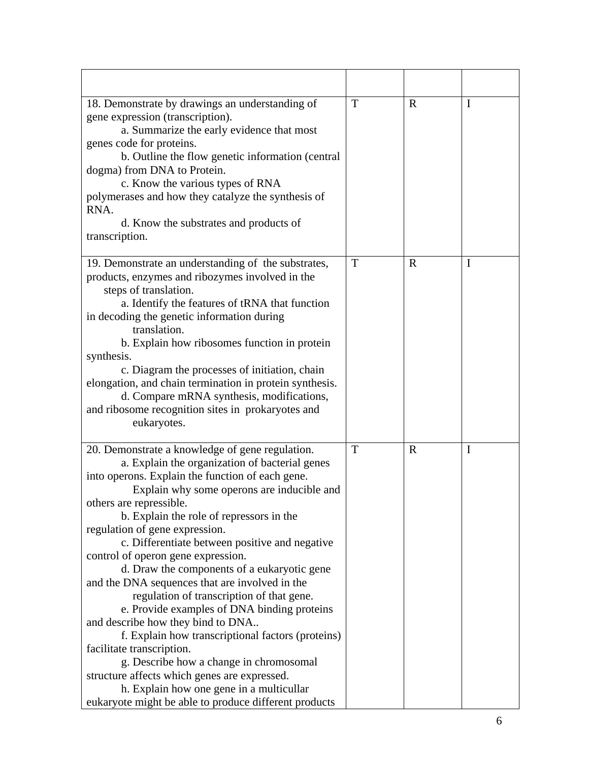| | | | |
|---|---|---|---|
| 18. Demonstrate by drawings an understanding of gene expression (transcription).<br>a. Summarize the early evidence that most genes code for proteins.<br>b. Outline the flow genetic information (central dogma) from DNA to Protein.<br>c. Know the various types of RNA polymerases and how they catalyze the synthesis of RNA.<br>d. Know the substrates and products of transcription. | T | R | I |
| 19. Demonstrate an understanding of the substrates, products, enzymes and ribozymes involved in the steps of translation.<br>a. Identify the features of tRNA that function in decoding the genetic information during translation.<br>b. Explain how ribosomes function in protein synthesis.<br>c. Diagram the processes of initiation, chain elongation, and chain termination in protein synthesis.<br>d. Compare mRNA synthesis, modifications, and ribosome recognition sites in prokaryotes and eukaryotes. | T | R | I |
| 20. Demonstrate a knowledge of gene regulation.<br>a. Explain the organization of bacterial genes into operons. Explain the function of each gene. Explain why some operons are inducible and others are repressible.<br>b. Explain the role of repressors in the regulation of gene expression.<br>c. Differentiate between positive and negative control of operon gene expression.<br>d. Draw the components of a eukaryotic gene and the DNA sequences that are involved in the regulation of transcription of that gene.<br>e. Provide examples of DNA binding proteins and describe how they bind to DNA..<br>f. Explain how transcriptional factors (proteins) facilitate transcription.<br>g. Describe how a change in chromosomal structure affects which genes are expressed.<br>h. Explain how one gene in a multicullar eukaryote might be able to produce different products | T | R | I |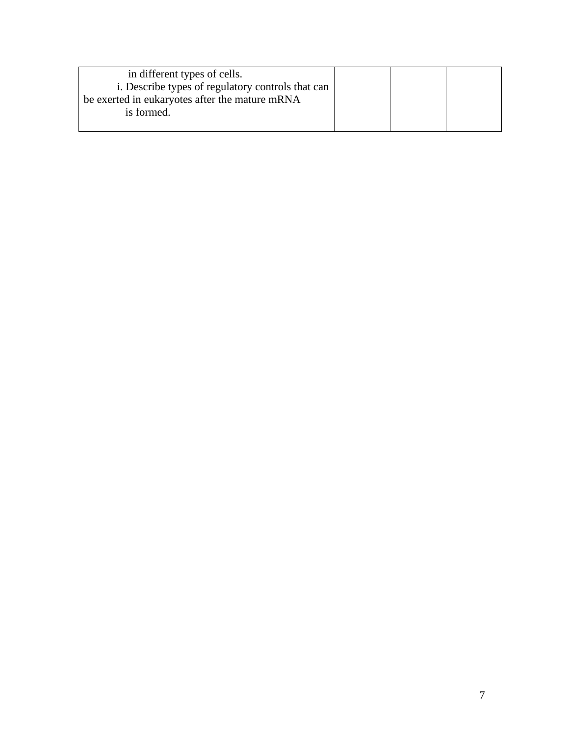| | | | |
|---|---|---|---|
| in different types of cells.<br>i. Describe types of regulatory controls that can be exerted in eukaryotes after the mature mRNA is formed. | | | |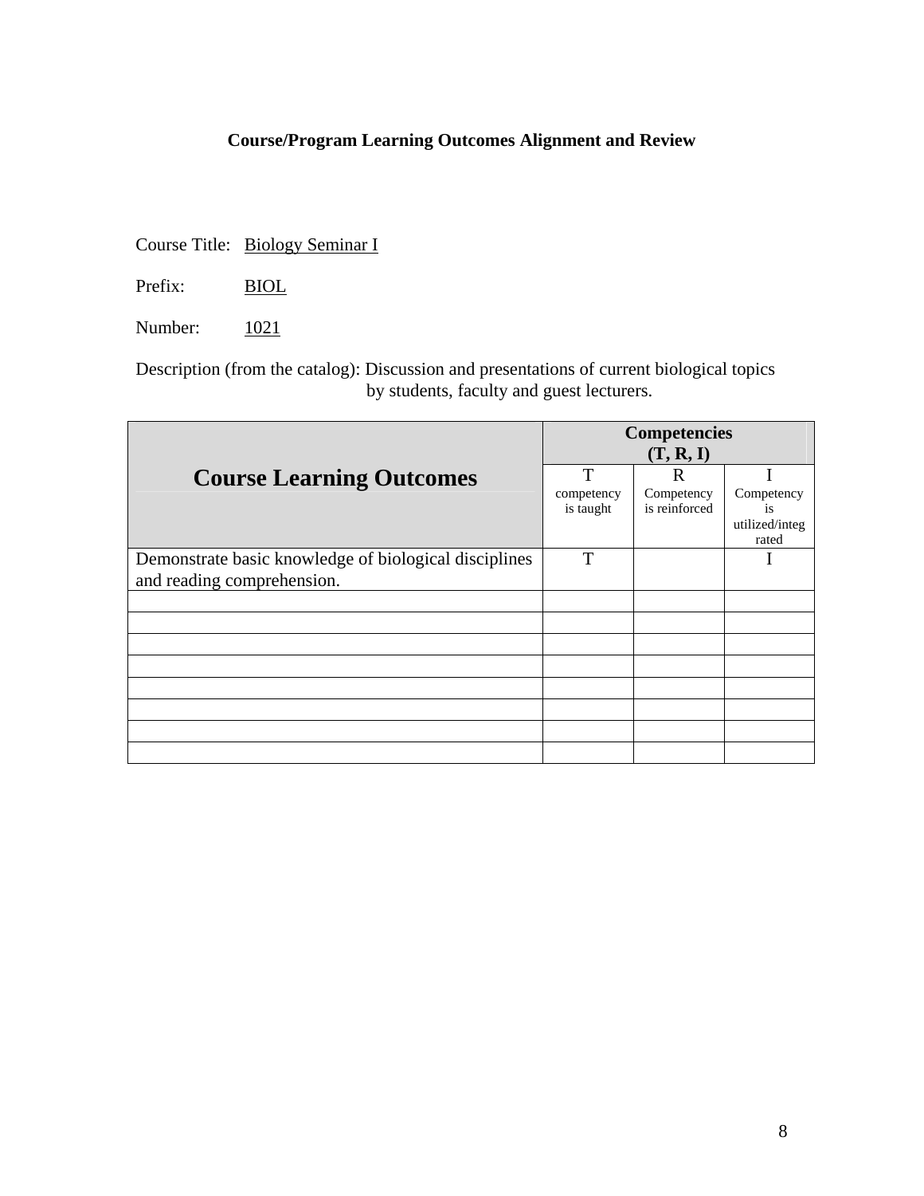# Course/Program Learning Outcomes Alignment and Review

Course Title: Biology Seminar I

Prefix: BIOL

Number: 1021

Description (from the catalog): Discussion and presentations of current biological topics by students, faculty and guest lecturers.

| Course Learning Outcomes | Competencies (T, R, I) | | |
|---|---|---|---|
| | T competency is taught | R Competency is reinforced | I Competency is utilized/integrated |
| Demonstrate basic knowledge of biological disciplines and reading comprehension. | T | | I |
| | | | |
| | | | |
| | | | |
| | | | |
| | | | |
| | | | |
| | | | |
| | | | |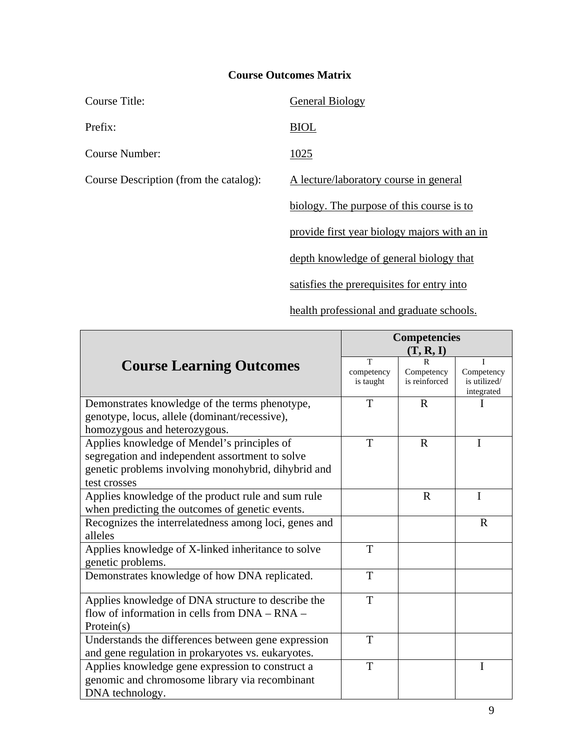**Course Outcomes Matrix**

Course Title: General Biology

Prefix: BIOL

Course Number: 1025

Course Description (from the catalog): A lecture/laboratory course in general biology. The purpose of this course is to provide first year biology majors with an in depth knowledge of general biology that satisfies the prerequisites for entry into health professional and graduate schools.

| Course Learning Outcomes | Competencies (T, R, I) | | |
|---|---|---|---|
| | T competency is taught | R Competency is reinforced | I Competency is utilized/ integrated |
| Demonstrates knowledge of the terms phenotype, genotype, locus, allele (dominant/recessive), homozygous and heterozygous. | T | R | I |
| Applies knowledge of Mendel's principles of segregation and independent assortment to solve genetic problems involving monohybrid, dihybrid and test crosses | T | R | I |
| Applies knowledge of the product rule and sum rule when predicting the outcomes of genetic events. | | R | I |
| Recognizes the interrelatedness among loci, genes and alleles | | | R |
| Applies knowledge of X-linked inheritance to solve genetic problems. | T | | |
| Demonstrates knowledge of how DNA replicated. | T | | |
| Applies knowledge of DNA structure to describe the flow of information in cells from DNA – RNA – Protein(s) | T | | |
| Understands the differences between gene expression and gene regulation in prokaryotes vs. eukaryotes. | T | | |
| Applies knowledge gene expression to construct a genomic and chromosome library via recombinant DNA technology. | T | | I |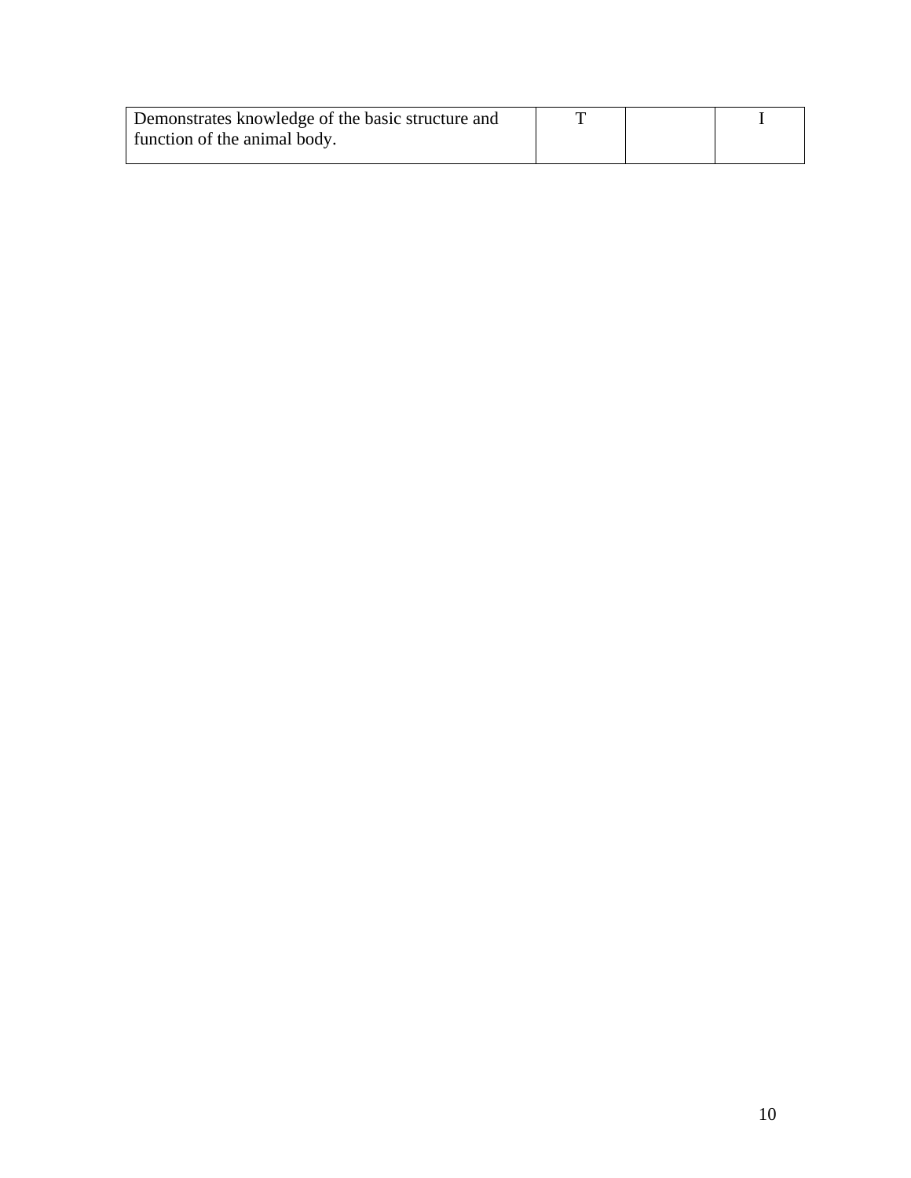| | | | |
|---|---|---|---|
| Demonstrates knowledge of the basic structure and function of the animal body. | T | | I |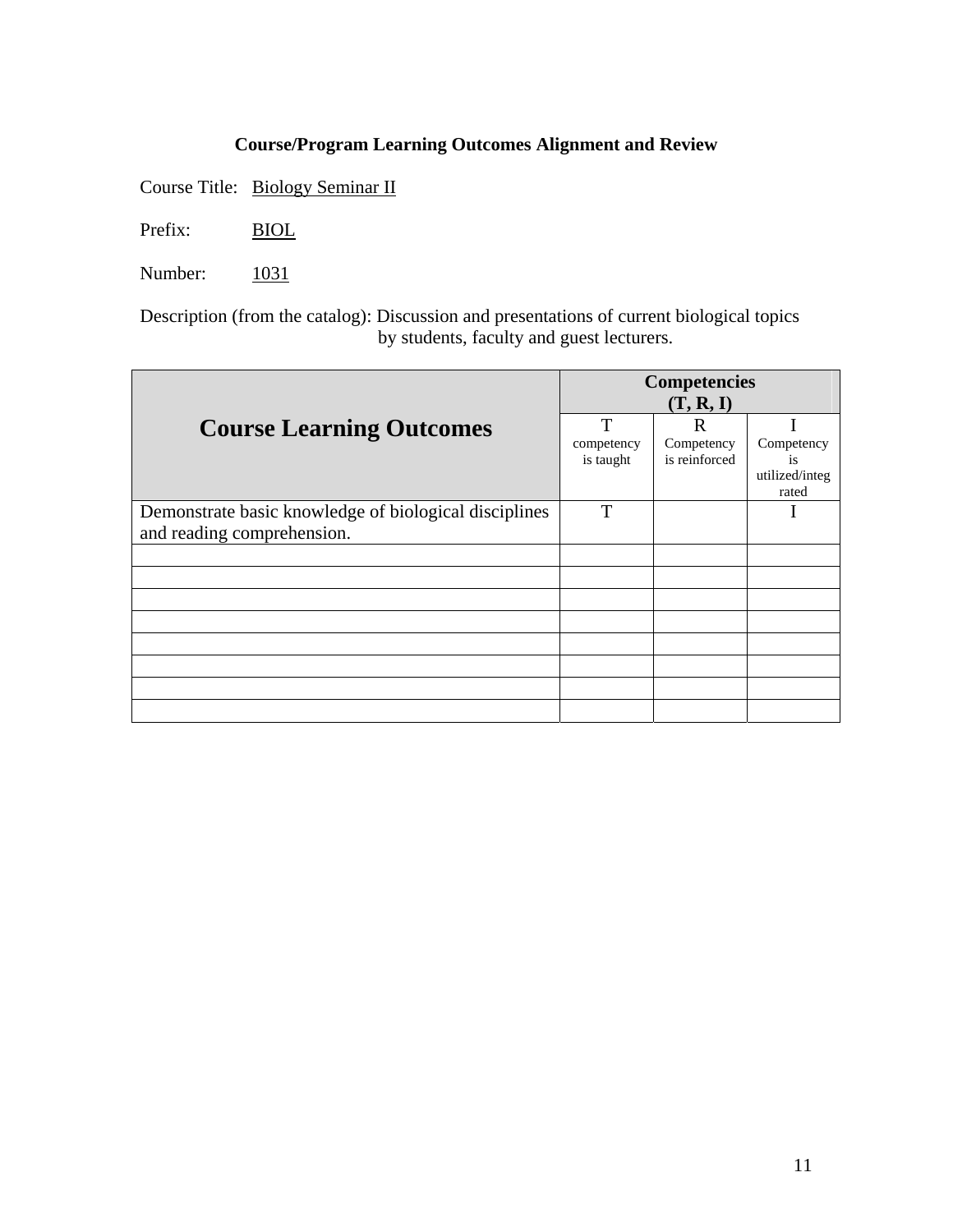**Course/Program Learning Outcomes Alignment and Review**

Course Title: Biology Seminar II

Prefix: BIOL

Number: 1031

Description (from the catalog): Discussion and presentations of current biological topics by students, faculty and guest lecturers.

| Course Learning Outcomes | Competencies (T, R, I) | | |
|---|---|---|---|
| | T competency is taught | R Competency is reinforced | I Competency is utilized/integrated |
| Demonstrate basic knowledge of biological disciplines and reading comprehension. | T | | I |
| | | | |
| | | | |
| | | | |
| | | | |
| | | | |
| | | | |
| | | | |
| | | | |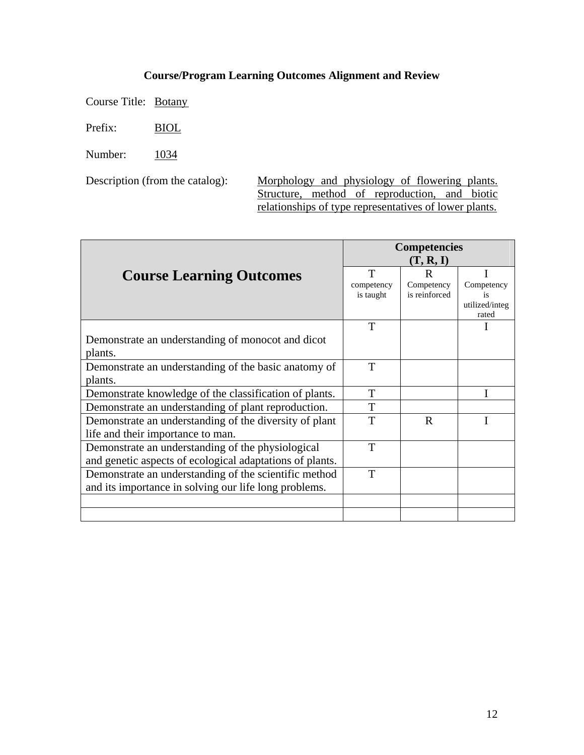**Course/Program Learning Outcomes Alignment and Review**

Course Title: Botany

Prefix: BIOL

Number: 1034

Description (from the catalog): Morphology and physiology of flowering plants. Structure, method of reproduction, and biotic relationships of type representatives of lower plants.

| Course Learning Outcomes | Competencies (T, R, I) | | |
|---|---|---|---|
| | T competency is taught | R Competency is reinforced | I Competency is utilized/integrated |
| Demonstrate an understanding of monocot and dicot plants. | T | | I |
| Demonstrate an understanding of the basic anatomy of plants. | T | | |
| Demonstrate knowledge of the classification of plants. | T | | I |
| Demonstrate an understanding of plant reproduction. | T | | |
| Demonstrate an understanding of the diversity of plant life and their importance to man. | T | R | I |
| Demonstrate an understanding of the physiological and genetic aspects of ecological adaptations of plants. | T | | |
| Demonstrate an understanding of the scientific method and its importance in solving our life long problems. | T | | |
| | | | |
| | | | |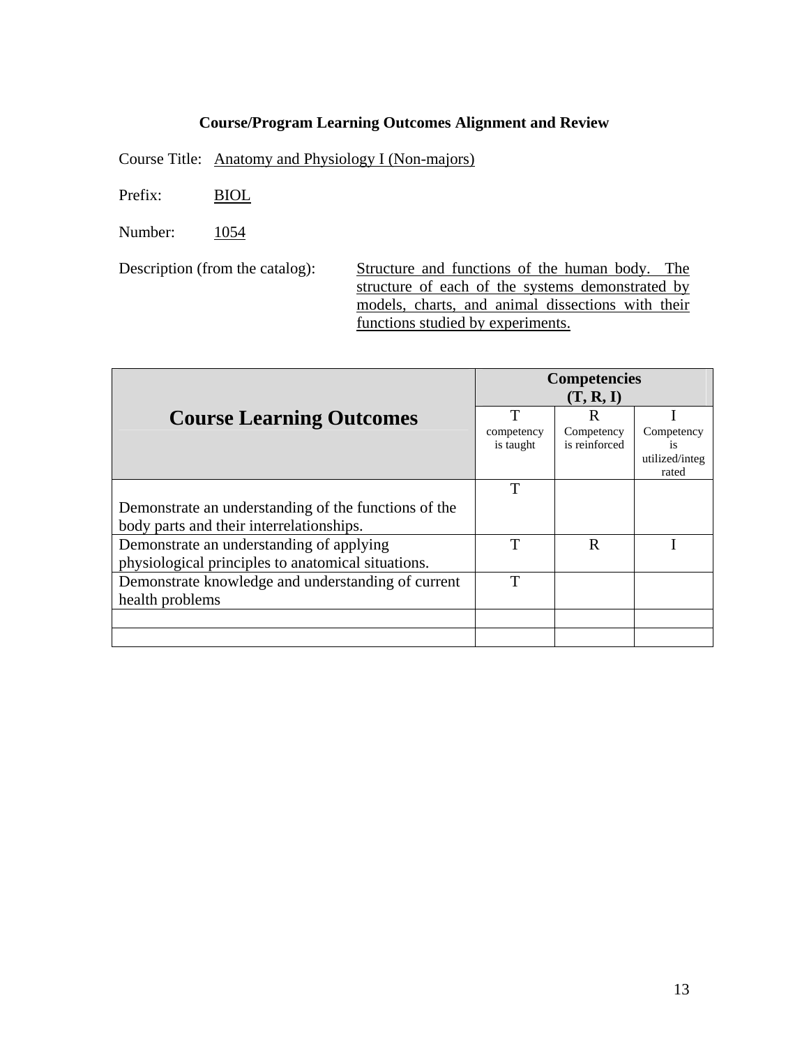# Course/Program Learning Outcomes Alignment and Review

Course Title: Anatomy and Physiology I (Non-majors)

Prefix: BIOL

Number: 1054

Description (from the catalog): Structure and functions of the human body. The structure of each of the systems demonstrated by models, charts, and animal dissections with their functions studied by experiments.

| Course Learning Outcomes | Competencies (T, R, I) | | |
|---|---|---|---|
| | T competency is taught | R Competency is reinforced | I Competency is utilized/integrated |
| Demonstrate an understanding of the functions of the body parts and their interrelationships. | T | | |
| Demonstrate an understanding of applying physiological principles to anatomical situations. | T | R | I |
| Demonstrate knowledge and understanding of current health problems | T | | |
| | | | |
| | | | |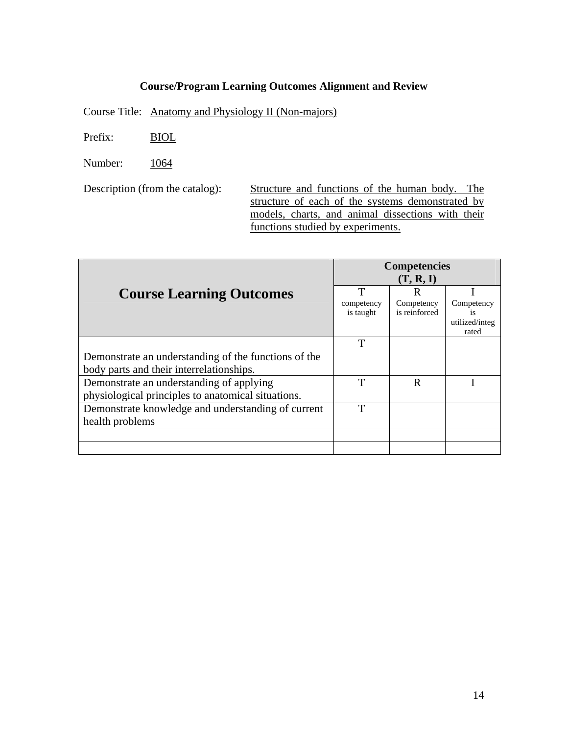**Course/Program Learning Outcomes Alignment and Review**

Course Title: Anatomy and Physiology II (Non-majors)

Prefix: BIOL

Number: 1064

Description (from the catalog): Structure and functions of the human body. The structure of each of the systems demonstrated by models, charts, and animal dissections with their functions studied by experiments.

| Course Learning Outcomes | Competencies (T, R, I) | | |
|---|---|---|---|
| | T competency is taught | R Competency is reinforced | I Competency is utilized/integrated |
| Demonstrate an understanding of the functions of the body parts and their interrelationships. | T | | |
| Demonstrate an understanding of applying physiological principles to anatomical situations. | T | R | I |
| Demonstrate knowledge and understanding of current health problems | T | | |
| | | | |
| | | | |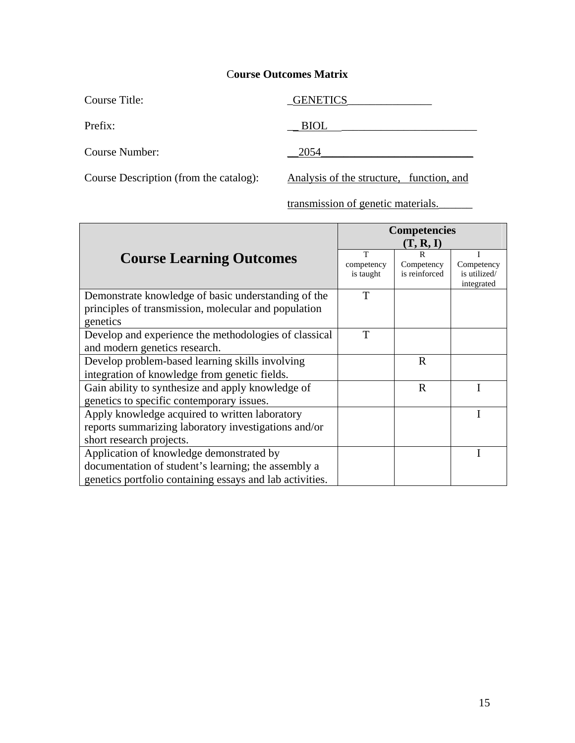# Course Outcomes Matrix

Course Title: GENETICS

Prefix: BIOL

Course Number: 2054

Course Description (from the catalog): Analysis of the structure, function, and transmission of genetic materials.

| Course Learning Outcomes | Competencies (T, R, I) | | |
|---|---|---|---|
| | T competency is taught | R Competency is reinforced | I Competency is utilized/ integrated |
| Demonstrate knowledge of basic understanding of the principles of transmission, molecular and population genetics | T | | |
| Develop and experience the methodologies of classical and modern genetics research. | T | | |
| Develop problem-based learning skills involving integration of knowledge from genetic fields. | | R | |
| Gain ability to synthesize and apply knowledge of genetics to specific contemporary issues. | | R | I |
| Apply knowledge acquired to written laboratory reports summarizing laboratory investigations and/or short research projects. | | | I |
| Application of knowledge demonstrated by documentation of student's learning; the assembly a genetics portfolio containing essays and lab activities. | | | I |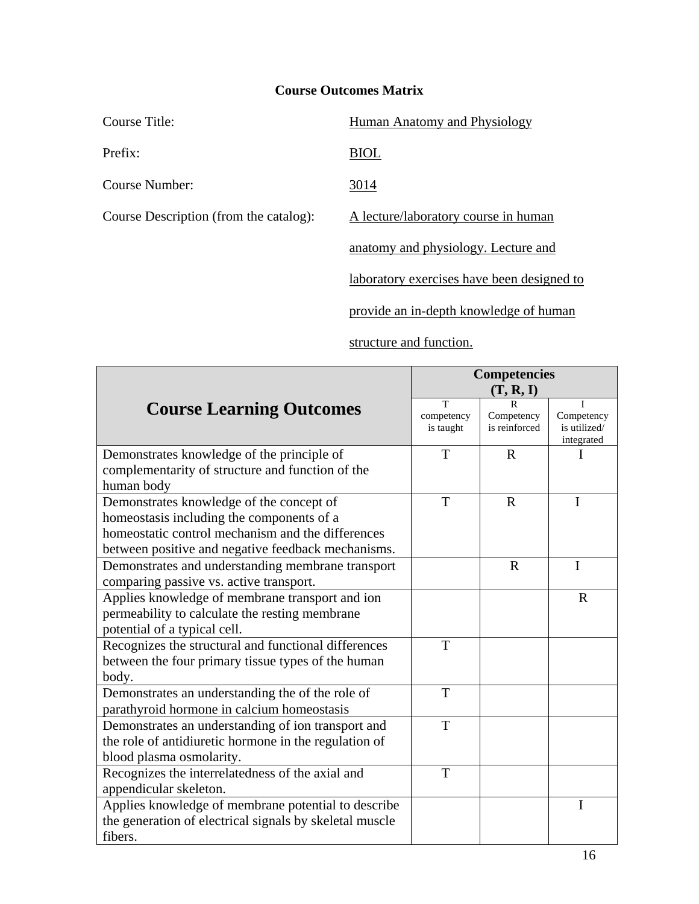**Course Outcomes Matrix**

Course Title: Human Anatomy and Physiology

Prefix: BIOL

Course Number: 3014

Course Description (from the catalog): A lecture/laboratory course in human anatomy and physiology. Lecture and laboratory exercises have been designed to provide an in-depth knowledge of human structure and function.

| Course Learning Outcomes | Competencies (T, R, I) | | |
|---|---|---|---|
| | T competency is taught | R Competency is reinforced | I Competency is utilized/ integrated |
| Demonstrates knowledge of the principle of complementarity of structure and function of the human body | T | R | I |
| Demonstrates knowledge of the concept of homeostasis including the components of a homeostatic control mechanism and the differences between positive and negative feedback mechanisms. | T | R | I |
| Demonstrates and understanding membrane transport comparing passive vs. active transport. | | R | I |
| Applies knowledge of membrane transport and ion permeability to calculate the resting membrane potential of a typical cell. | | | R |
| Recognizes the structural and functional differences between the four primary tissue types of the human body. | T | | |
| Demonstrates an understanding the of the role of parathyroid hormone in calcium homeostasis | T | | |
| Demonstrates an understanding of ion transport and the role of antidiuretic hormone in the regulation of blood plasma osmolarity. | T | | |
| Recognizes the interrelatedness of the axial and appendicular skeleton. | T | | |
| Applies knowledge of membrane potential to describe the generation of electrical signals by skeletal muscle fibers. | | | I |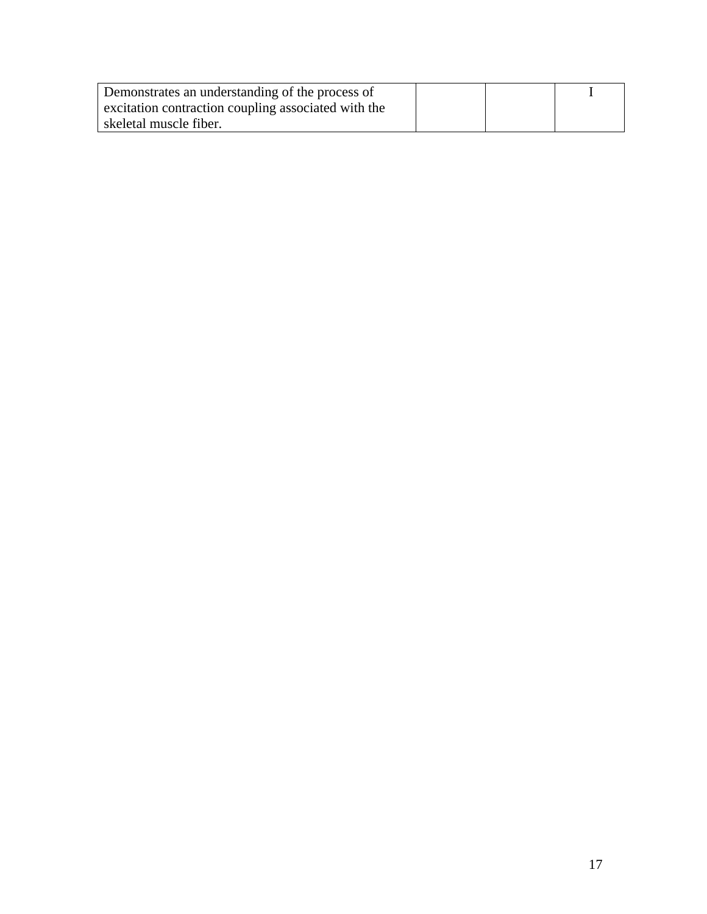| | | | |
|---|---|---|---|
| Demonstrates an understanding of the process of excitation contraction coupling associated with the skeletal muscle fiber. | | | I |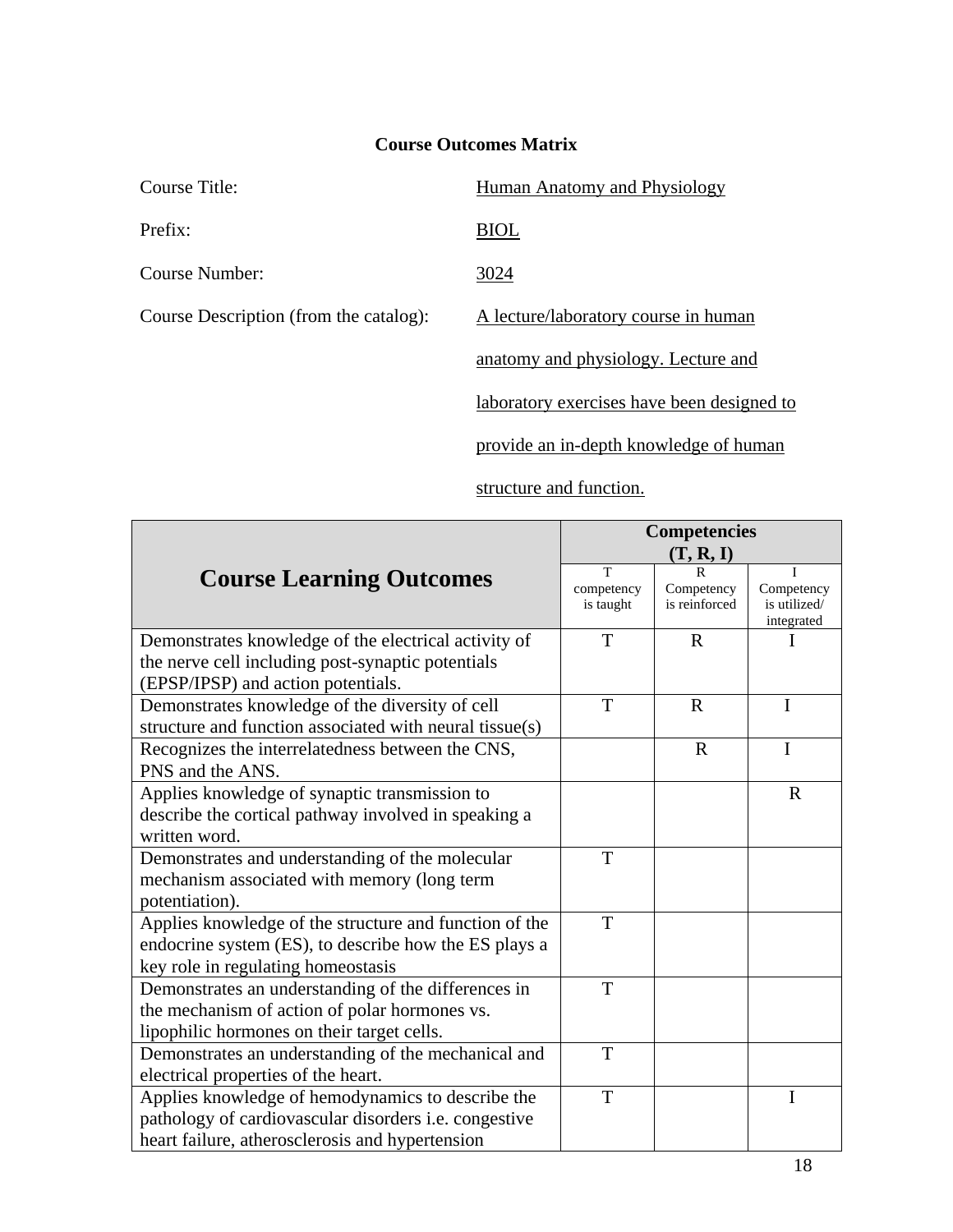**Course Outcomes Matrix**

Course Title: Human Anatomy and Physiology

Prefix: BIOL

Course Number: 3024

Course Description (from the catalog): A lecture/laboratory course in human anatomy and physiology. Lecture and laboratory exercises have been designed to provide an in-depth knowledge of human structure and function.

| Course Learning Outcomes | Competencies (T, R, I) | | |
|---|---|---|---|
| | T competency is taught | R Competency is reinforced | I Competency is utilized/ integrated |
| Demonstrates knowledge of the electrical activity of the nerve cell including post-synaptic potentials (EPSP/IPSP) and action potentials. | T | R | I |
| Demonstrates knowledge of the diversity of cell structure and function associated with neural tissue(s) | T | R | I |
| Recognizes the interrelatedness between the CNS, PNS and the ANS. | | R | I |
| Applies knowledge of synaptic transmission to describe the cortical pathway involved in speaking a written word. | | | R |
| Demonstrates and understanding of the molecular mechanism associated with memory (long term potentiation). | T | | |
| Applies knowledge of the structure and function of the endocrine system (ES), to describe how the ES plays a key role in regulating homeostasis | T | | |
| Demonstrates an understanding of the differences in the mechanism of action of polar hormones vs. lipophilic hormones on their target cells. | T | | |
| Demonstrates an understanding of the mechanical and electrical properties of the heart. | T | | |
| Applies knowledge of hemodynamics to describe the pathology of cardiovascular disorders i.e. congestive heart failure, atherosclerosis and hypertension | T | | I |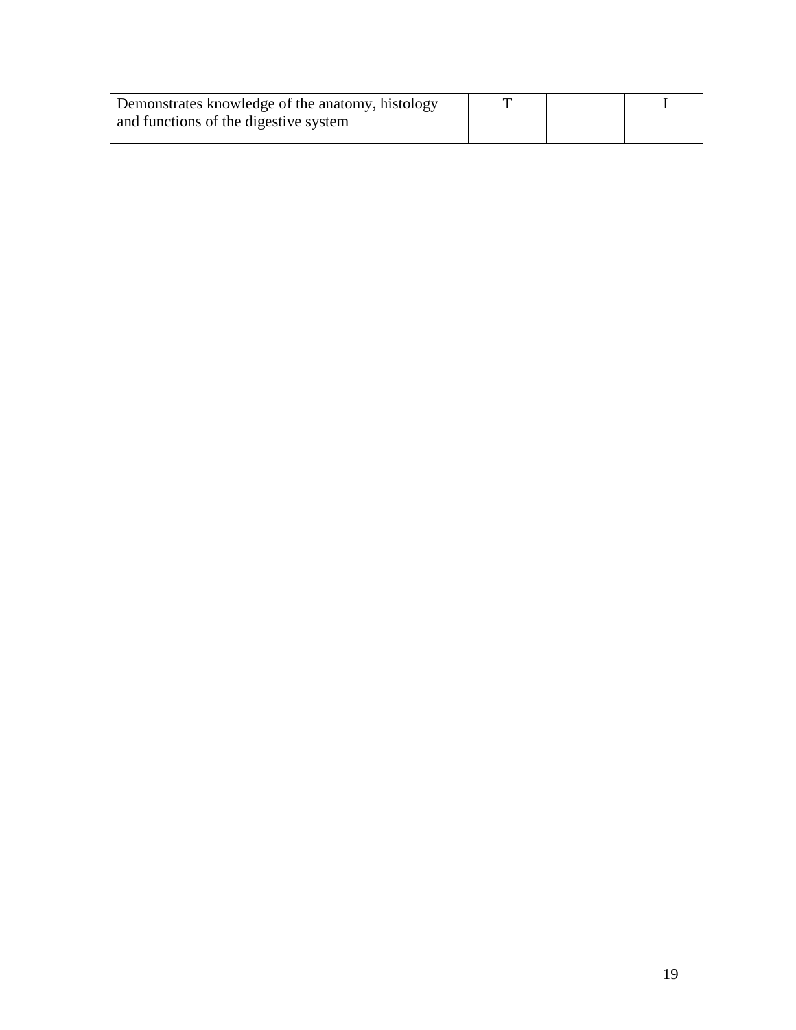| | | | |
|---|---|---|---|
| Demonstrates knowledge of the anatomy, histology and functions of the digestive system | T | | I |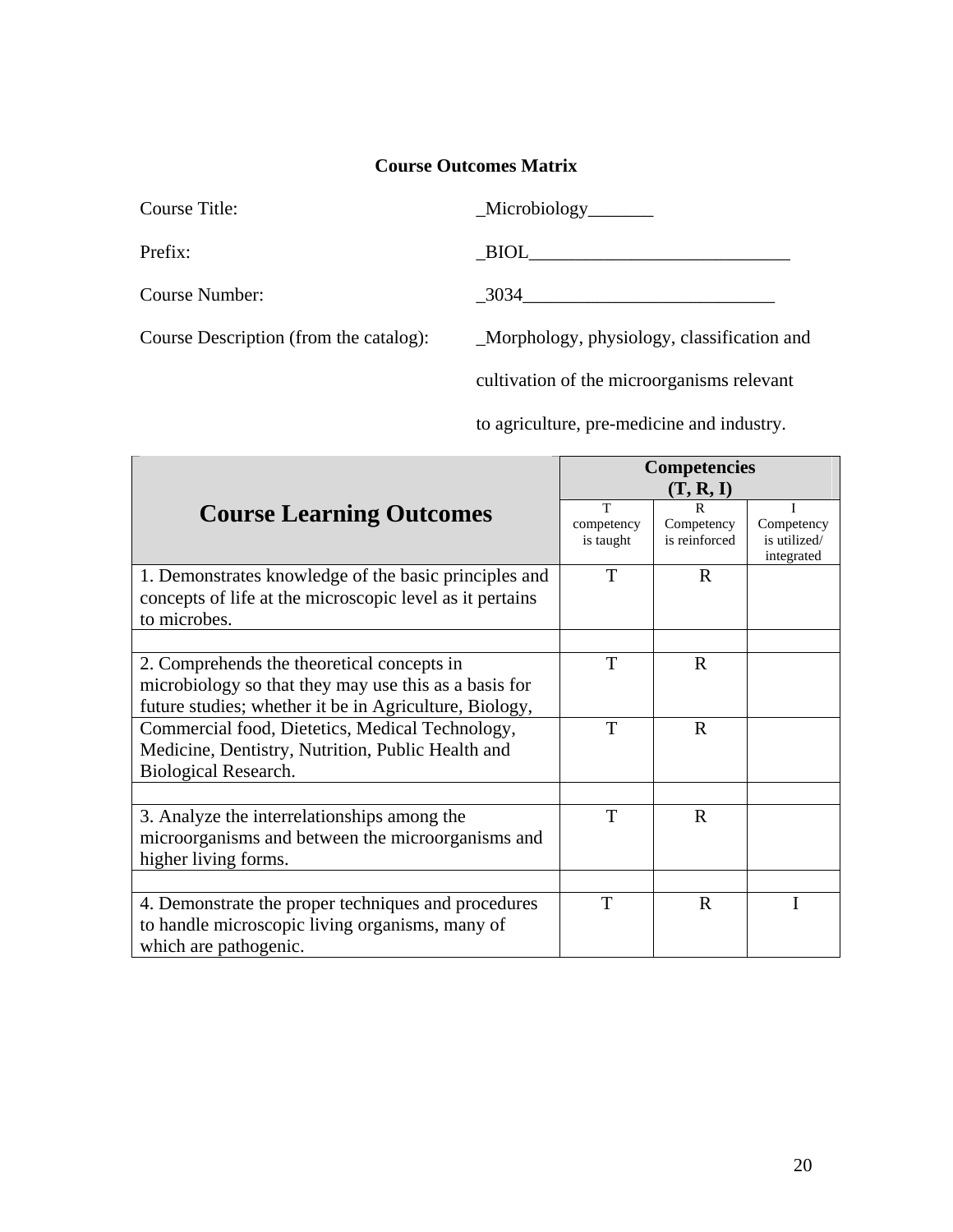**Course Outcomes Matrix**

Course Title: _Microbiology_______

Prefix: _BIOL____________________________

Course Number: _3034___________________________

Course Description (from the catalog): _Morphology, physiology, classification and cultivation of the microorganisms relevant to agriculture, pre-medicine and industry.

| Course Learning Outcomes | Competencies (T, R, I) | | |
|---|---|---|---|
| | T competency is taught | R Competency is reinforced | I Competency is utilized/ integrated |
| 1. Demonstrates knowledge of the basic principles and concepts of life at the microscopic level as it pertains to microbes. | T | R | |
| | | | |
| 2. Comprehends the theoretical concepts in microbiology so that they may use this as a basis for future studies; whether it be in Agriculture, Biology, | T | R | |
| Commercial food, Dietetics, Medical Technology, Medicine, Dentistry, Nutrition, Public Health and Biological Research. | T | R | |
| | | | |
| 3. Analyze the interrelationships among the microorganisms and between the microorganisms and higher living forms. | T | R | |
| | | | |
| 4. Demonstrate the proper techniques and procedures to handle microscopic living organisms, many of which are pathogenic. | T | R | I |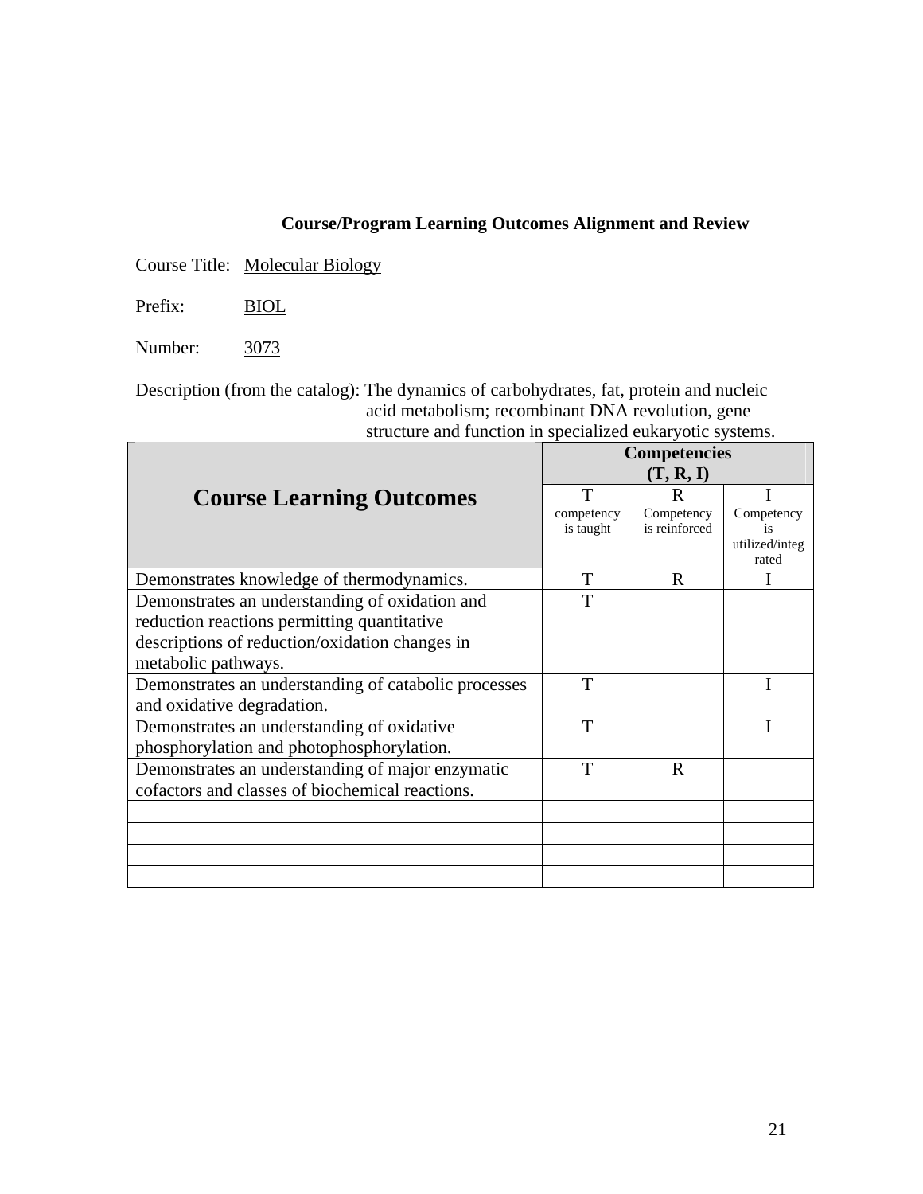**Course/Program Learning Outcomes Alignment and Review**

Course Title: Molecular Biology

Prefix: BIOL

Number: 3073

Description (from the catalog): The dynamics of carbohydrates, fat, protein and nucleic acid metabolism; recombinant DNA revolution, gene structure and function in specialized eukaryotic systems.

| Course Learning Outcomes | Competencies (T, R, I) | | |
|---|---|---|---|
| | T competency is taught | R Competency is reinforced | I Competency is utilized/integrated |
| Demonstrates knowledge of thermodynamics. | T | R | I |
| Demonstrates an understanding of oxidation and reduction reactions permitting quantitative descriptions of reduction/oxidation changes in metabolic pathways. | T | | |
| Demonstrates an understanding of catabolic processes and oxidative degradation. | T | | I |
| Demonstrates an understanding of oxidative phosphorylation and photophosphorylation. | T | | I |
| Demonstrates an understanding of major enzymatic cofactors and classes of biochemical reactions. | T | R | |
| | | | |
| | | | |
| | | | |
| | | | |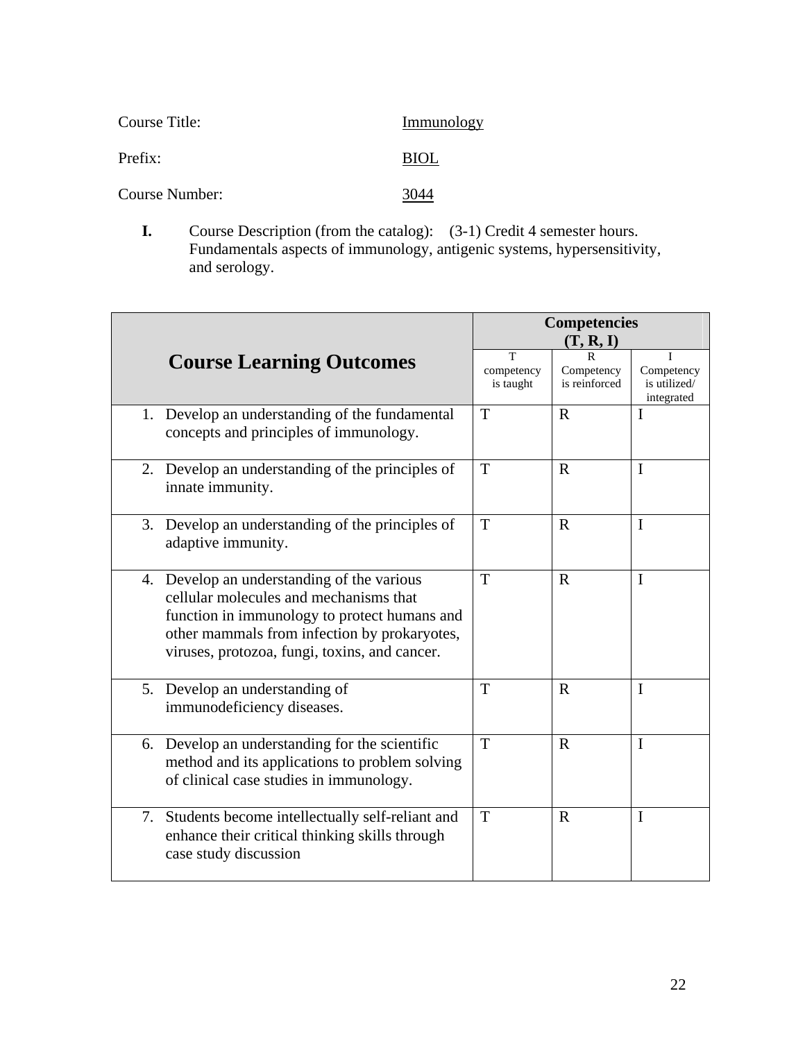Course Title: Immunology

Prefix: BIOL

Course Number: 3044

**I.** Course Description (from the catalog): (3-1) Credit 4 semester hours. Fundamentals aspects of immunology, antigenic systems, hypersensitivity, and serology.

| **Course Learning Outcomes** | **Competencies (T, R, I)** | | |
|---|---|---|---|
| | T competency is taught | R Competency is reinforced | I Competency is utilized/ integrated |
| 1. Develop an understanding of the fundamental concepts and principles of immunology. | T | R | I |
| 2. Develop an understanding of the principles of innate immunity. | T | R | I |
| 3. Develop an understanding of the principles of adaptive immunity. | T | R | I |
| 4. Develop an understanding of the various cellular molecules and mechanisms that function in immunology to protect humans and other mammals from infection by prokaryotes, viruses, protozoa, fungi, toxins, and cancer. | T | R | I |
| 5. Develop an understanding of immunodeficiency diseases. | T | R | I |
| 6. Develop an understanding for the scientific method and its applications to problem solving of clinical case studies in immunology. | T | R | I |
| 7. Students become intellectually self-reliant and enhance their critical thinking skills through case study discussion | T | R | I |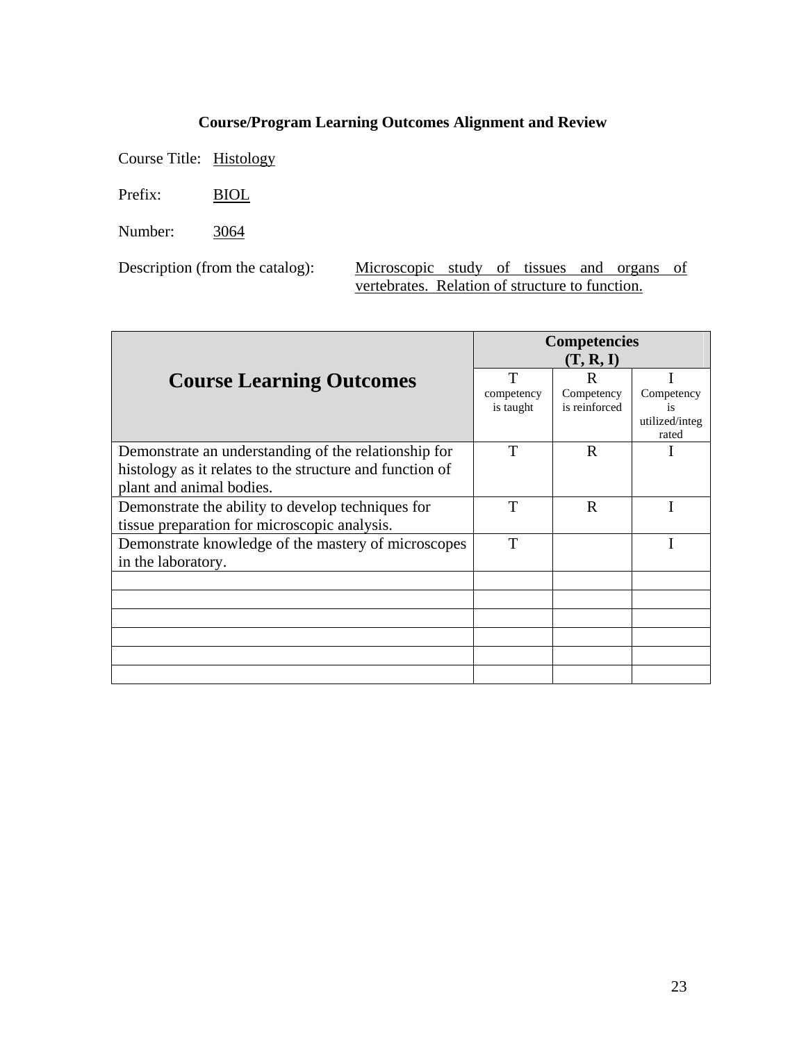**Course/Program Learning Outcomes Alignment and Review**

Course Title: Histology

Prefix: BIOL

Number: 3064

Description (from the catalog): Microscopic study of tissues and organs of vertebrates. Relation of structure to function.

| Course Learning Outcomes | Competencies (T, R, I) | | |
|---|---|---|---|
| | T competency is taught | R Competency is reinforced | I Competency is utilized/integrated |
| Demonstrate an understanding of the relationship for histology as it relates to the structure and function of plant and animal bodies. | T | R | I |
| Demonstrate the ability to develop techniques for tissue preparation for microscopic analysis. | T | R | I |
| Demonstrate knowledge of the mastery of microscopes in the laboratory. | T | | I |
| | | | |
| | | | |
| | | | |
| | | | |
| | | | |
| | | | |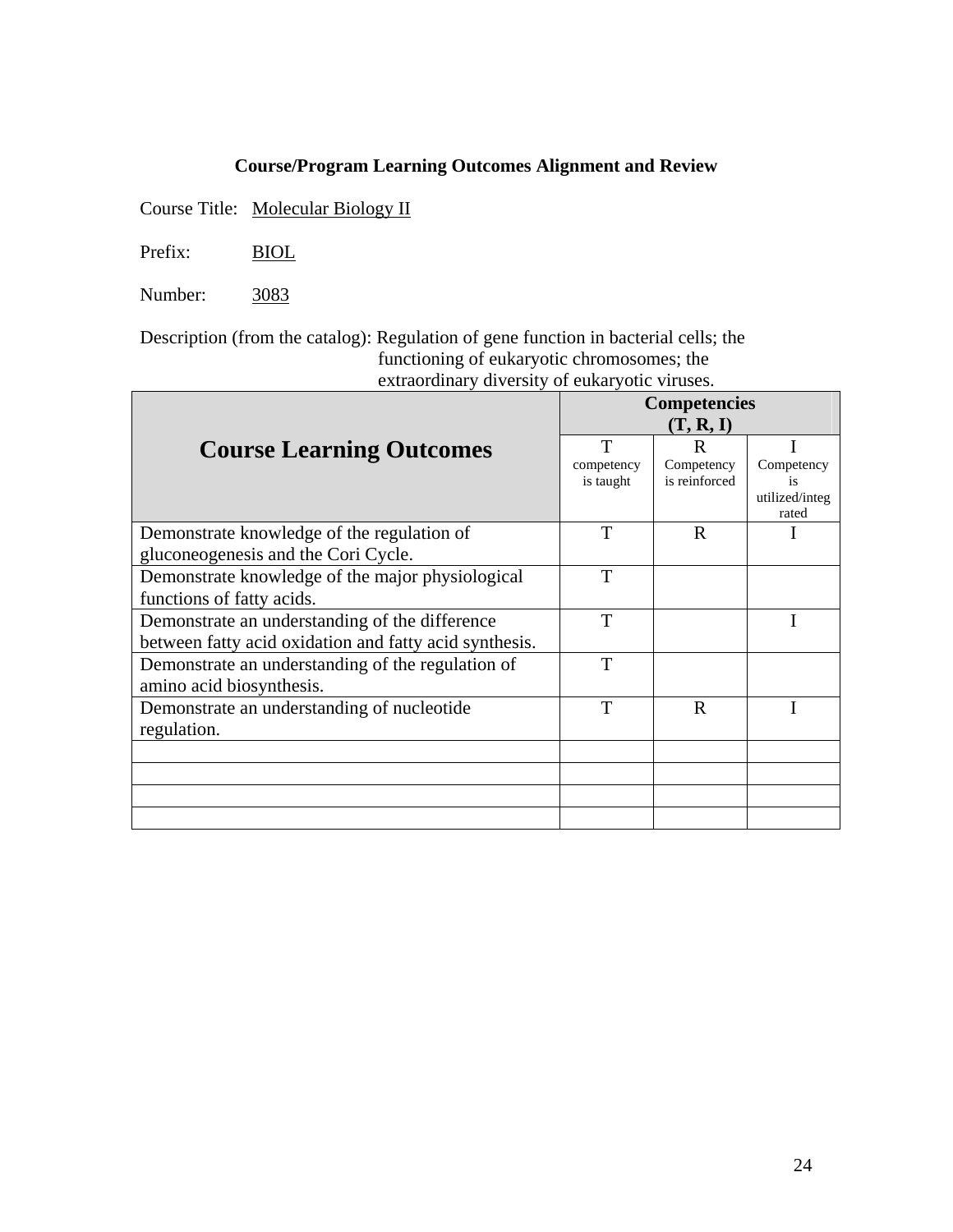**Course/Program Learning Outcomes Alignment and Review**

Course Title: Molecular Biology II

Prefix: BIOL

Number: 3083

Description (from the catalog): Regulation of gene function in bacterial cells; the functioning of eukaryotic chromosomes; the extraordinary diversity of eukaryotic viruses.

| Course Learning Outcomes | Competencies (T, R, I) | | |
|---|---|---|---|
| | T competency is taught | R Competency is reinforced | I Competency is utilized/integrated |
| Demonstrate knowledge of the regulation of gluconeogenesis and the Cori Cycle. | T | R | I |
| Demonstrate knowledge of the major physiological functions of fatty acids. | T | | |
| Demonstrate an understanding of the difference between fatty acid oxidation and fatty acid synthesis. | T | | I |
| Demonstrate an understanding of the regulation of amino acid biosynthesis. | T | | |
| Demonstrate an understanding of nucleotide regulation. | T | R | I |
| | | | |
| | | | |
| | | | |
| | | | |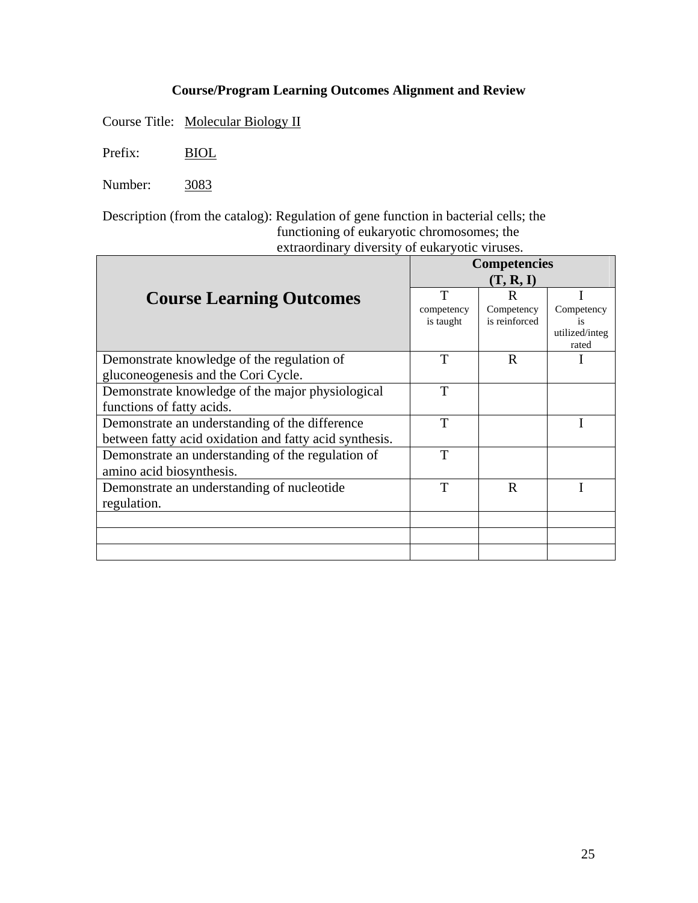**Course/Program Learning Outcomes Alignment and Review**

Course Title: Molecular Biology II

Prefix: BIOL

Number: 3083

Description (from the catalog): Regulation of gene function in bacterial cells; the functioning of eukaryotic chromosomes; the extraordinary diversity of eukaryotic viruses.

| Course Learning Outcomes | Competencies (T, R, I) | | |
|---|---|---|---|
| | T competency is taught | R Competency is reinforced | I Competency is utilized/integrated |
| Demonstrate knowledge of the regulation of gluconeogenesis and the Cori Cycle. | T | R | I |
| Demonstrate knowledge of the major physiological functions of fatty acids. | T | | |
| Demonstrate an understanding of the difference between fatty acid oxidation and fatty acid synthesis. | T | | I |
| Demonstrate an understanding of the regulation of amino acid biosynthesis. | T | | |
| Demonstrate an understanding of nucleotide regulation. | T | R | I |
| | | | |
| | | | |
| | | | |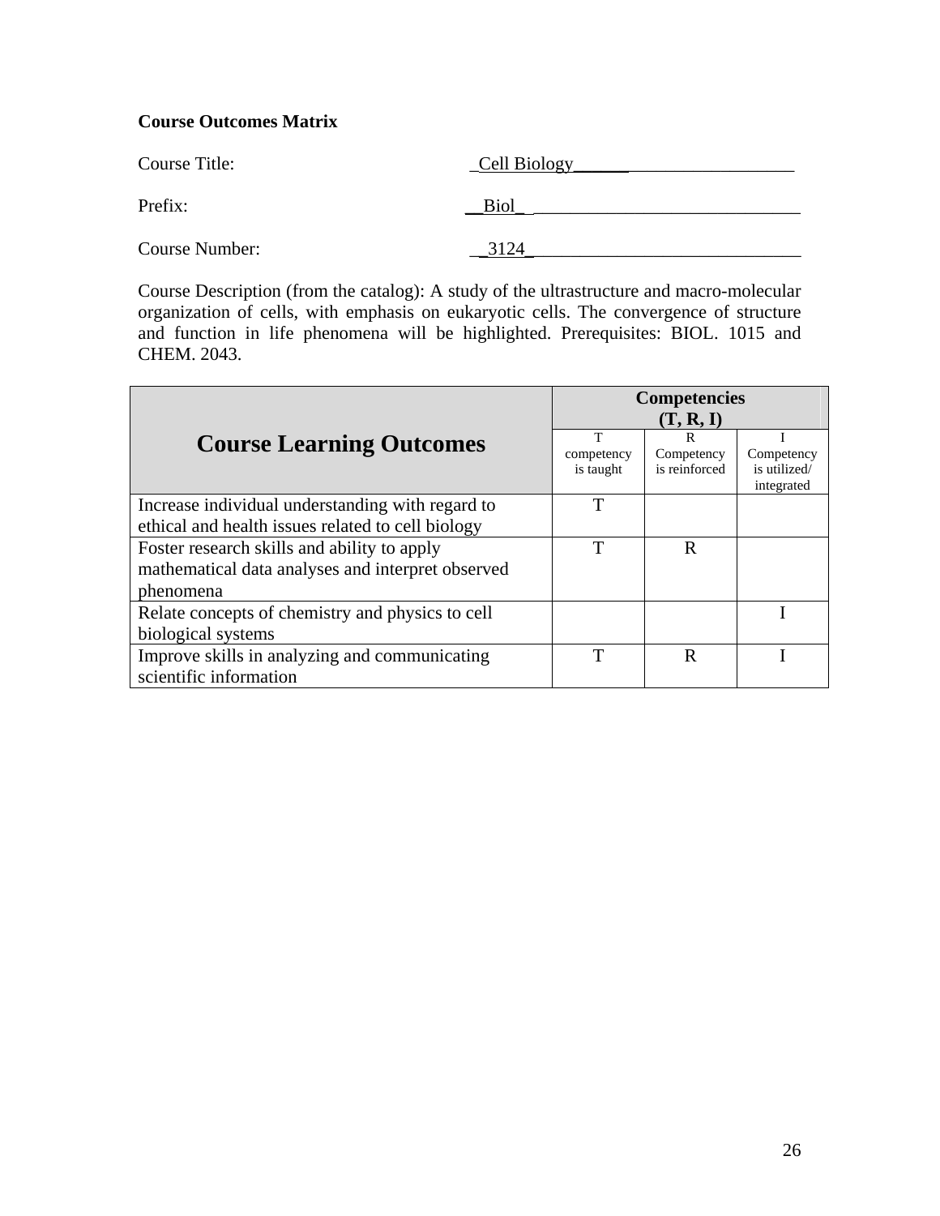**Course Outcomes Matrix**

Course Title: Cell Biology

Prefix: Biol

Course Number: 3124

Course Description (from the catalog): A study of the ultrastructure and macro-molecular organization of cells, with emphasis on eukaryotic cells. The convergence of structure and function in life phenomena will be highlighted. Prerequisites: BIOL. 1015 and CHEM. 2043.

| **Course Learning Outcomes** | **Competencies (T, R, I)** | | |
|---|---|---|---|
| | T competency is taught | R Competency is reinforced | I Competency is utilized/ integrated |
| Increase individual understanding with regard to ethical and health issues related to cell biology | T | | |
| Foster research skills and ability to apply mathematical data analyses and interpret observed phenomena | T | R | |
| Relate concepts of chemistry and physics to cell biological systems | | | I |
| Improve skills in analyzing and communicating scientific information | T | R | I |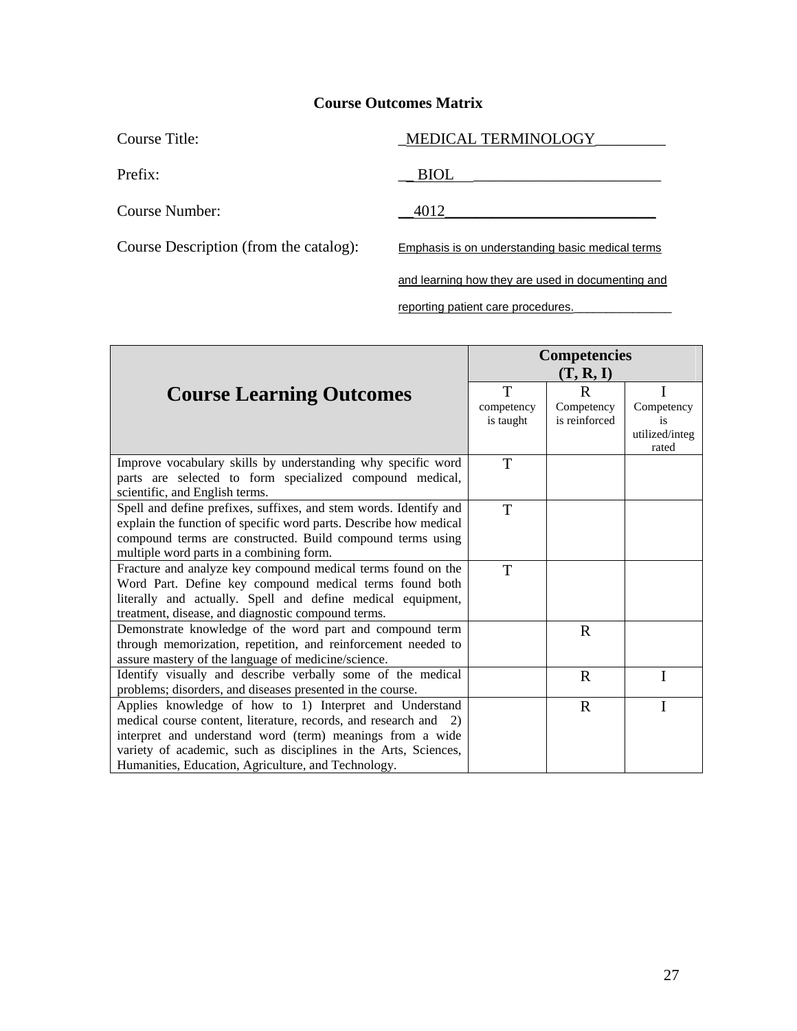**Course Outcomes Matrix**

Course Title: MEDICAL TERMINOLOGY

Prefix: BIOL

Course Number: 4012

Course Description (from the catalog): Emphasis is on understanding basic medical terms and learning how they are used in documenting and reporting patient care procedures.

| Course Learning Outcomes | Competencies (T, R, I) | | |
|---|---|---|---|
| | T competency is taught | R Competency is reinforced | I Competency is utilized/integrated |
| Improve vocabulary skills by understanding why specific word parts are selected to form specialized compound medical, scientific, and English terms. | T | | |
| Spell and define prefixes, suffixes, and stem words. Identify and explain the function of specific word parts. Describe how medical compound terms are constructed. Build compound terms using multiple word parts in a combining form. | T | | |
| Fracture and analyze key compound medical terms found on the Word Part. Define key compound medical terms found both literally and actually. Spell and define medical equipment, treatment, disease, and diagnostic compound terms. | T | | |
| Demonstrate knowledge of the word part and compound term through memorization, repetition, and reinforcement needed to assure mastery of the language of medicine/science. | | R | |
| Identify visually and describe verbally some of the medical problems; disorders, and diseases presented in the course. | | R | I |
| Applies knowledge of how to 1) Interpret and Understand medical course content, literature, records, and research and 2) interpret and understand word (term) meanings from a wide variety of academic, such as disciplines in the Arts, Sciences, Humanities, Education, Agriculture, and Technology. | | R | I |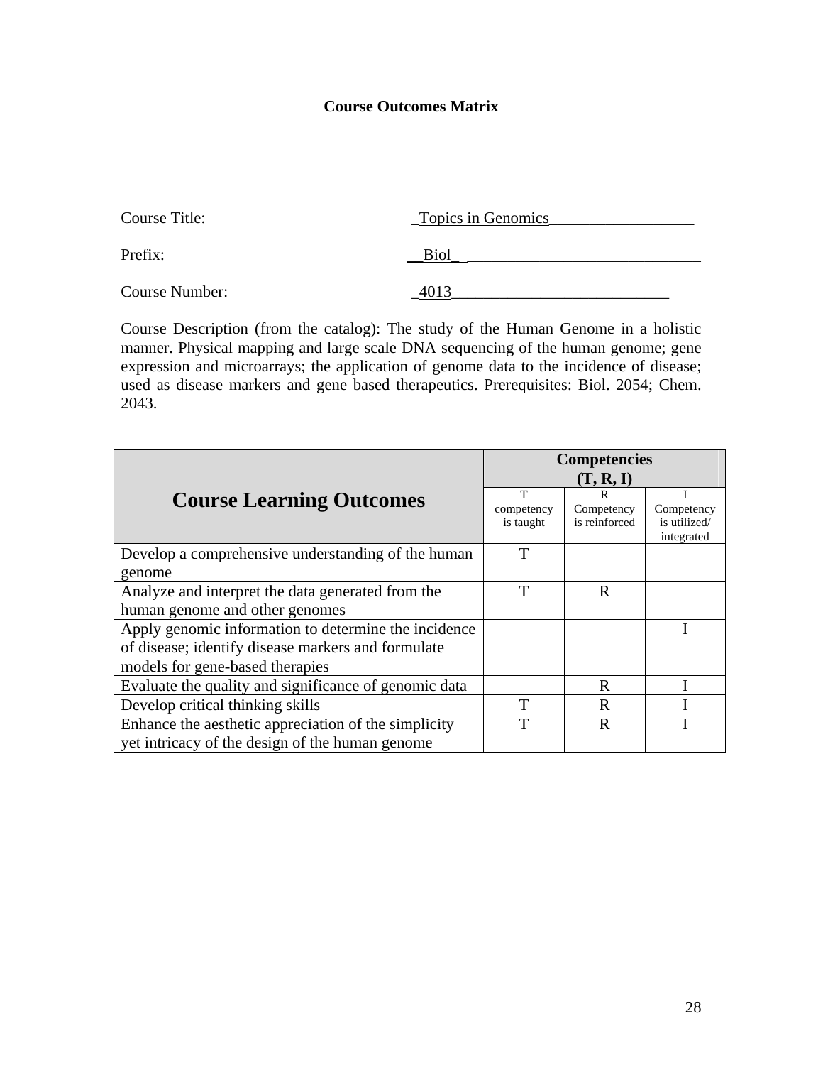**Course Outcomes Matrix**

Course Title: Topics in Genomics

Prefix: Biol

Course Number: 4013

Course Description (from the catalog): The study of the Human Genome in a holistic manner. Physical mapping and large scale DNA sequencing of the human genome; gene expression and microarrays; the application of genome data to the incidence of disease; used as disease markers and gene based therapeutics. Prerequisites: Biol. 2054; Chem. 2043.

| Course Learning Outcomes | Competencies (T, R, I) | | |
|---|---|---|---|
| | T competency is taught | R Competency is reinforced | I Competency is utilized/ integrated |
| Develop a comprehensive understanding of the human genome | T | | |
| Analyze and interpret the data generated from the human genome and other genomes | T | R | |
| Apply genomic information to determine the incidence of disease; identify disease markers and formulate models for gene-based therapies | | | I |
| Evaluate the quality and significance of genomic data | | R | I |
| Develop critical thinking skills | T | R | I |
| Enhance the aesthetic appreciation of the simplicity yet intricacy of the design of the human genome | T | R | I |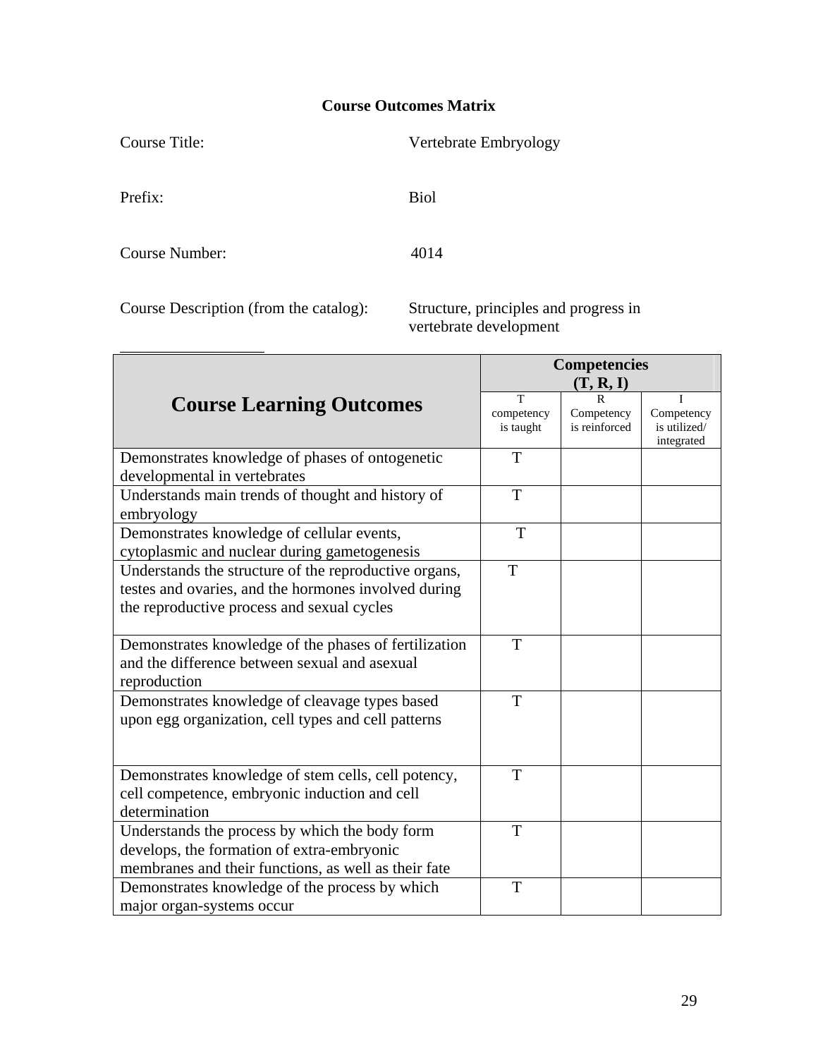**Course Outcomes Matrix**

Course Title: Vertebrate Embryology

Prefix: Biol

Course Number: 4014

Course Description (from the catalog): Structure, principles and progress in vertebrate development

| Course Learning Outcomes | Competencies (T, R, I) | | |
|---|---|---|---|
| | T competency is taught | R Competency is reinforced | I Competency is utilized/ integrated |
| Demonstrates knowledge of phases of ontogenetic developmental in vertebrates | T | | |
| Understands main trends of thought and history of embryology | T | | |
| Demonstrates knowledge of cellular events, cytoplasmic and nuclear during gametogenesis | T | | |
| Understands the structure of the reproductive organs, testes and ovaries, and the hormones involved during the reproductive process and sexual cycles | T | | |
| Demonstrates knowledge of the phases of fertilization and the difference between sexual and asexual reproduction | T | | |
| Demonstrates knowledge of cleavage types based upon egg organization, cell types and cell patterns | T | | |
| Demonstrates knowledge of stem cells, cell potency, cell competence, embryonic induction and cell determination | T | | |
| Understands the process by which the body form develops, the formation of extra-embryonic membranes and their functions, as well as their fate | T | | |
| Demonstrates knowledge of the process by which major organ-systems occur | T | | |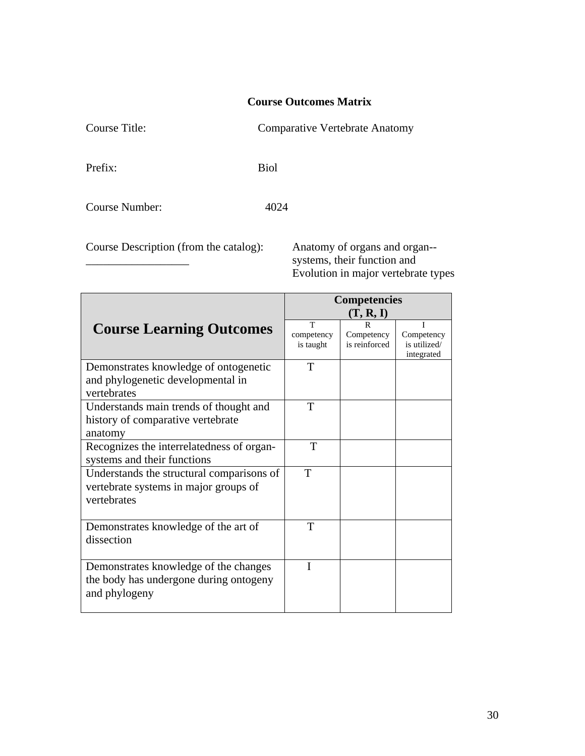**Course Outcomes Matrix**

Course Title: Comparative Vertebrate Anatomy

Prefix: Biol

Course Number: 4024

Course Description (from the catalog): __________________ Anatomy of organs and organ--systems, their function and Evolution in major vertebrate types

| Course Learning Outcomes | Competencies (T, R, I) | | |
|---|---|---|---|
| | T competency is taught | R Competency is reinforced | I Competency is utilized/ integrated |
| Demonstrates knowledge of ontogenetic and phylogenetic developmental in vertebrates | T | | |
| Understands main trends of thought and history of comparative vertebrate anatomy | T | | |
| Recognizes the interrelatedness of organ-systems and their functions | T | | |
| Understands the structural comparisons of vertebrate systems in major groups of vertebrates | T | | |
| Demonstrates knowledge of the art of dissection | T | | |
| Demonstrates knowledge of the changes the body has undergone during ontogeny and phylogeny | I | | |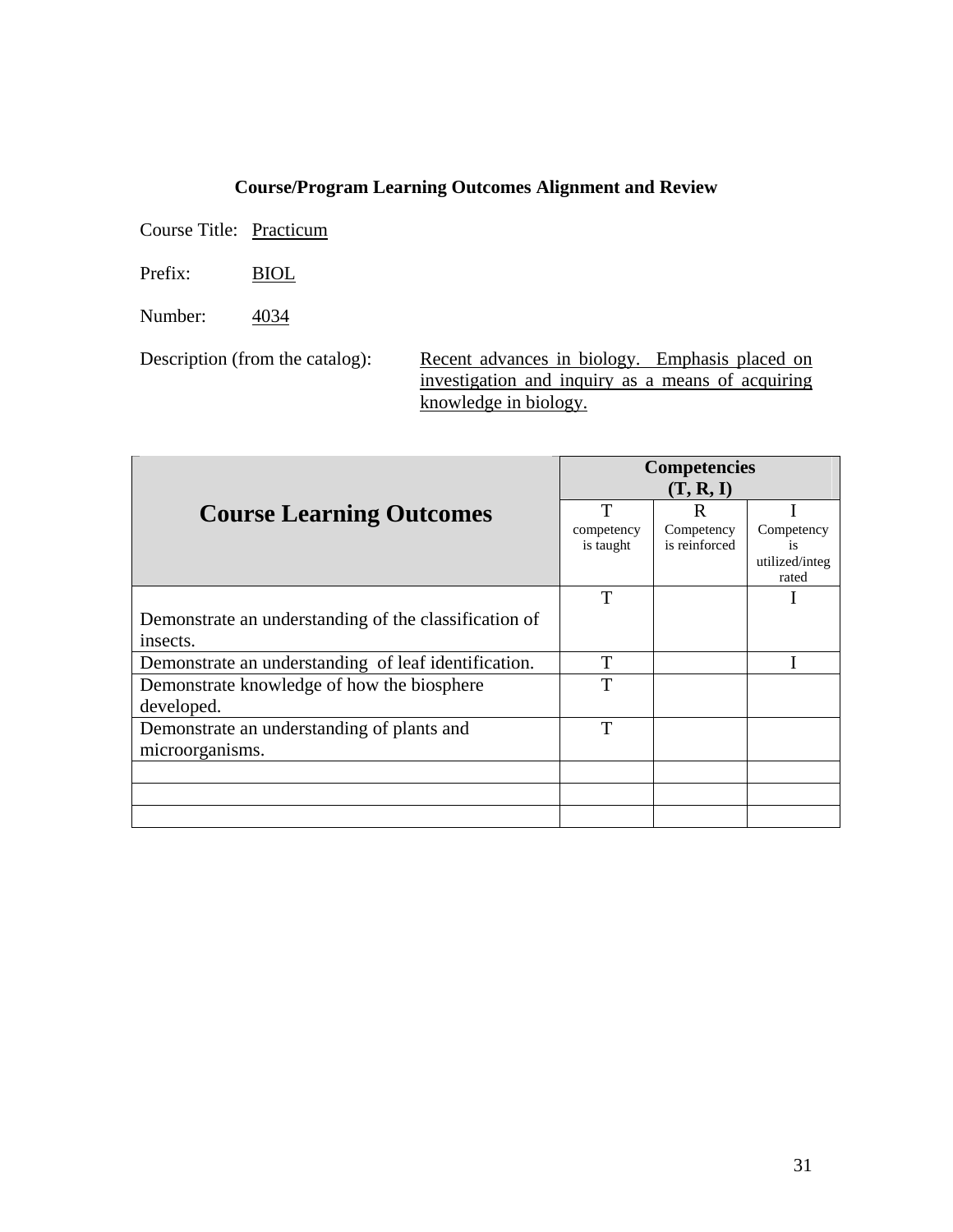**Course/Program Learning Outcomes Alignment and Review**

Course Title: Practicum

Prefix: BIOL

Number: 4034

Description (from the catalog): Recent advances in biology. Emphasis placed on investigation and inquiry as a means of acquiring knowledge in biology.

| Course Learning Outcomes | Competencies (T, R, I) | | |
|---|---|---|---|
| | T competency is taught | R Competency is reinforced | I Competency is utilized/integrated |
| Demonstrate an understanding of the classification of insects. | T | | I |
| Demonstrate an understanding of leaf identification. | T | | I |
| Demonstrate knowledge of how the biosphere developed. | T | | |
| Demonstrate an understanding of plants and microorganisms. | T | | |
| | | | |
| | | | |
| | | | |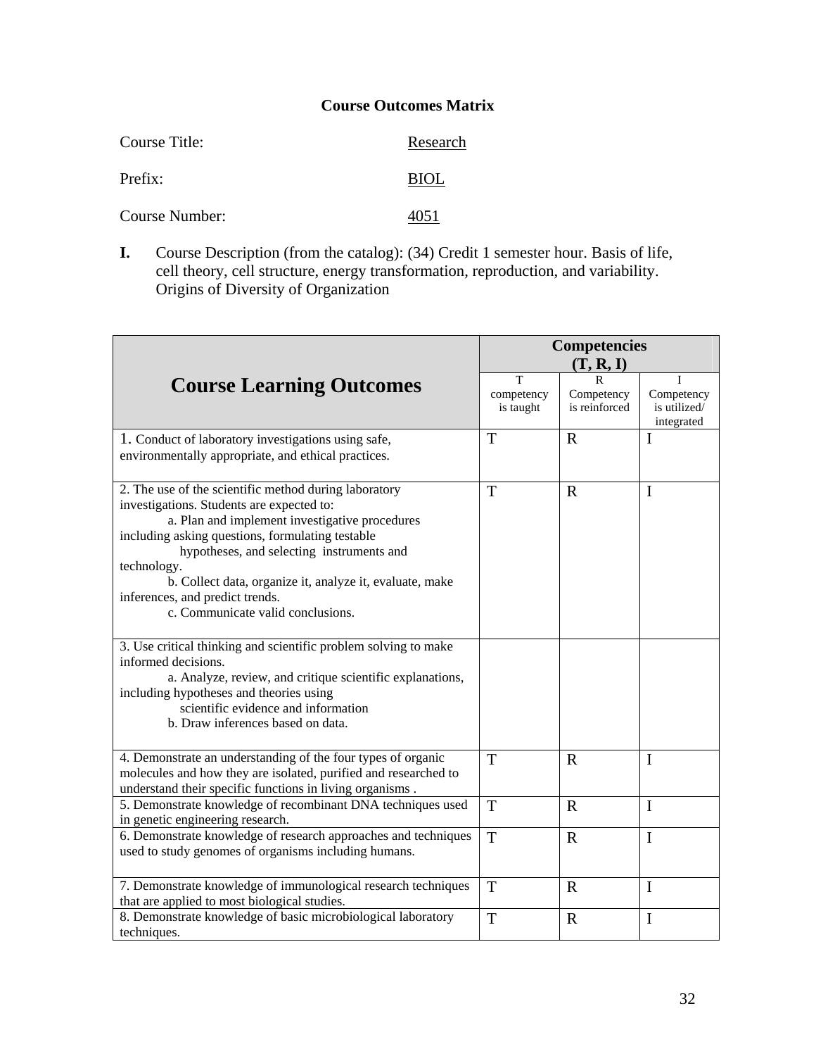## Course Outcomes Matrix

Course Title: Research

Prefix: BIOL

Course Number: 4051

**I.** Course Description (from the catalog): (34) Credit 1 semester hour. Basis of life, cell theory, cell structure, energy transformation, reproduction, and variability. Origins of Diversity of Organization

| Course Learning Outcomes | Competencies (T, R, I) | | |
|---|---|---|---|
| | T competency is taught | R Competency is reinforced | I Competency is utilized/ integrated |
| 1. Conduct of laboratory investigations using safe, environmentally appropriate, and ethical practices. | T | R | I |
| 2. The use of the scientific method during laboratory investigations. Students are expected to: a. Plan and implement investigative procedures including asking questions, formulating testable hypotheses, and selecting instruments and technology. b. Collect data, organize it, analyze it, evaluate, make inferences, and predict trends. c. Communicate valid conclusions. | T | R | I |
| 3. Use critical thinking and scientific problem solving to make informed decisions. a. Analyze, review, and critique scientific explanations, including hypotheses and theories using scientific evidence and information b. Draw inferences based on data. | | | |
| 4. Demonstrate an understanding of the four types of organic molecules and how they are isolated, purified and researched to understand their specific functions in living organisms . | T | R | I |
| 5. Demonstrate knowledge of recombinant DNA techniques used in genetic engineering research. | T | R | I |
| 6. Demonstrate knowledge of research approaches and techniques used to study genomes of organisms including humans. | T | R | I |
| 7. Demonstrate knowledge of immunological research techniques that are applied to most biological studies. | T | R | I |
| 8. Demonstrate knowledge of basic microbiological laboratory techniques. | T | R | I |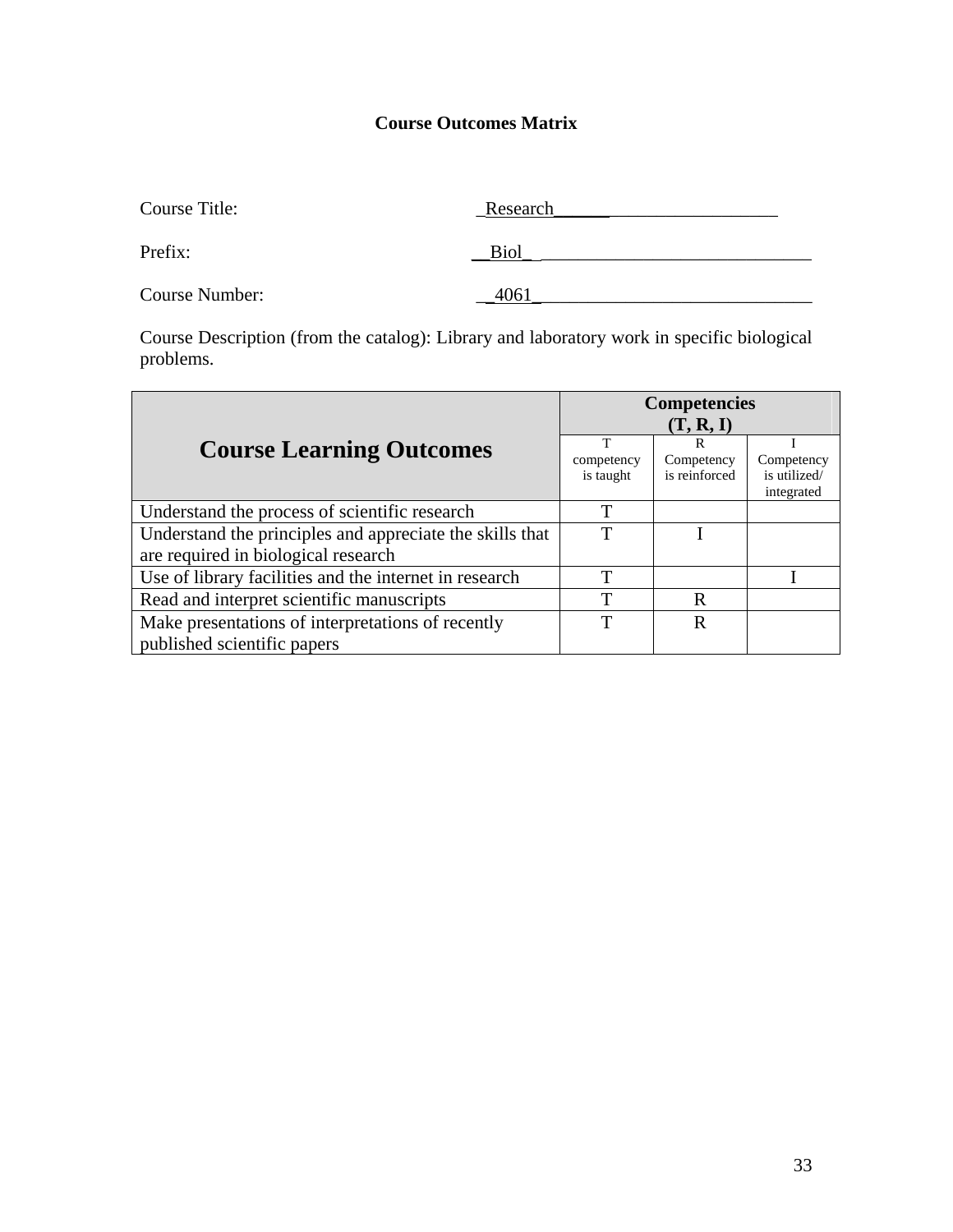**Course Outcomes Matrix**

Course Title: _Research_________________________

Prefix: __Biol_ ______________________________

Course Number: __4061_______________________________

Course Description (from the catalog): Library and laboratory work in specific biological problems.

| Course Learning Outcomes | Competencies (T, R, I) | | |
|---|---|---|---|
| | T competency is taught | R Competency is reinforced | I Competency is utilized/ integrated |
| Understand the process of scientific research | T | | |
| Understand the principles and appreciate the skills that are required in biological research | T | I | |
| Use of library facilities and the internet in research | T | | I |
| Read and interpret scientific manuscripts | T | R | |
| Make presentations of interpretations of recently published scientific papers | T | R | |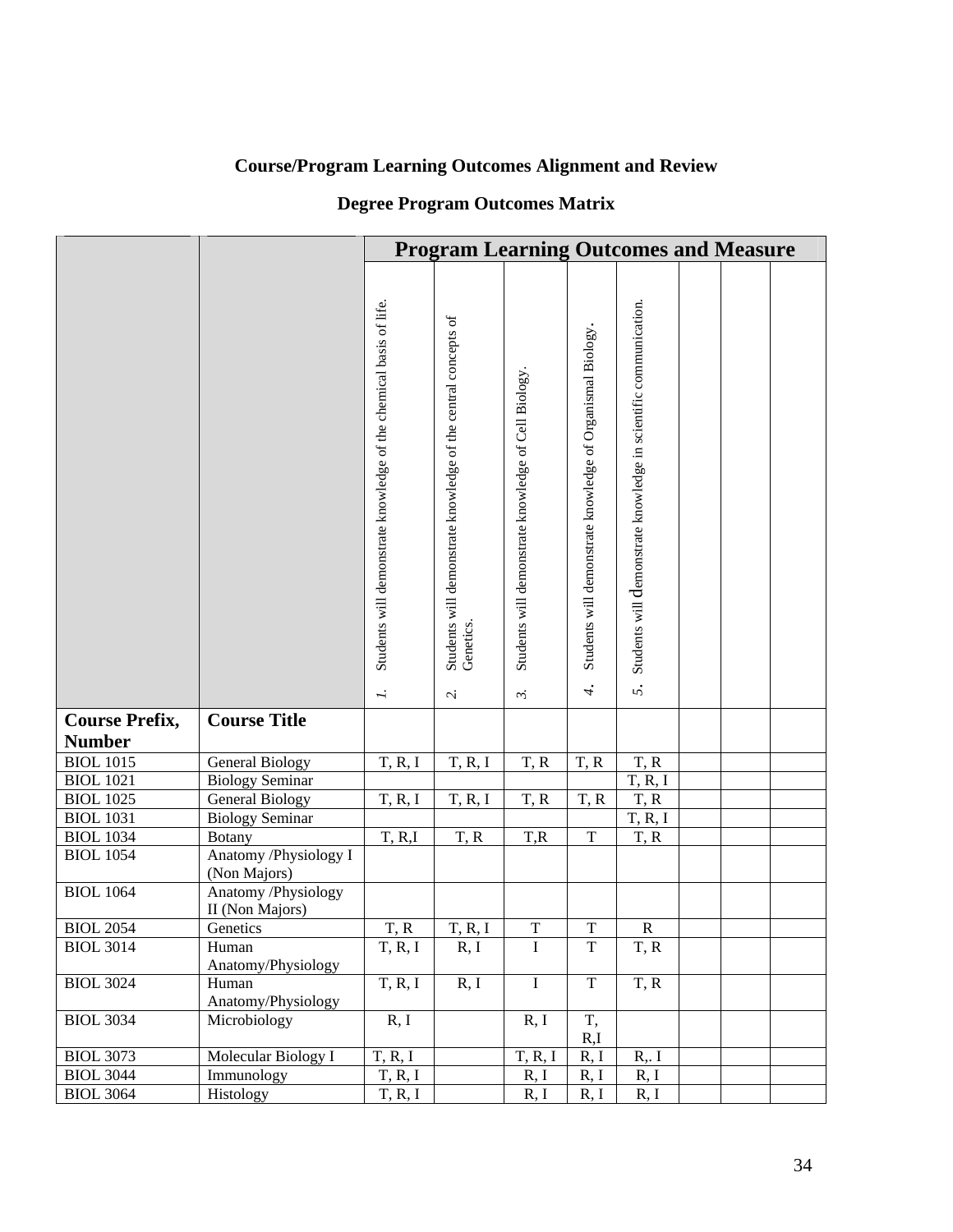**Course/Program Learning Outcomes Alignment and Review**

**Degree Program Outcomes Matrix**

| | | Program Learning Outcomes and Measure | | | | | | | |
|---|---|---|---|---|---|---|---|---|---|
| | | 1. Students will demonstrate knowledge of the chemical basis of life. | 2. Students will demonstrate knowledge of the central concepts of Genetics. | 3. Students will demonstrate knowledge of Cell Biology. | 4. Students will demonstrate knowledge of Organismal Biology. | 5. Students will demonstrate knowledge in scientific communication. | | | |
| **Course Prefix, Number** | **Course Title** | | | | | | | | |
| BIOL 1015 | General Biology | T, R, I | T, R, I | T, R | T, R | T, R | | | |
| BIOL 1021 | Biology Seminar | | | | | T, R, I | | | |
| BIOL 1025 | General Biology | T, R, I | T, R, I | T, R | T, R | T, R | | | |
| BIOL 1031 | Biology Seminar | | | | | T, R, I | | | |
| BIOL 1034 | Botany | T, R,I | T, R | T,R | T | T, R | | | |
| BIOL 1054 | Anatomy /Physiology I (Non Majors) | | | | | | | | |
| BIOL 1064 | Anatomy /Physiology II (Non Majors) | | | | | | | | |
| BIOL 2054 | Genetics | T, R | T, R, I | T | T | R | | | |
| BIOL 3014 | Human Anatomy/Physiology | T, R, I | R, I | I | T | T, R | | | |
| BIOL 3024 | Human Anatomy/Physiology | T, R, I | R, I | I | T | T, R | | | |
| BIOL 3034 | Microbiology | R, I | | R, I | T, R,I | | | | |
| BIOL 3073 | Molecular Biology I | T, R, I | | T, R, I | R, I | R,. I | | | |
| BIOL 3044 | Immunology | T, R, I | | R, I | R, I | R, I | | | |
| BIOL 3064 | Histology | T, R, I | | R, I | R, I | R, I | | | |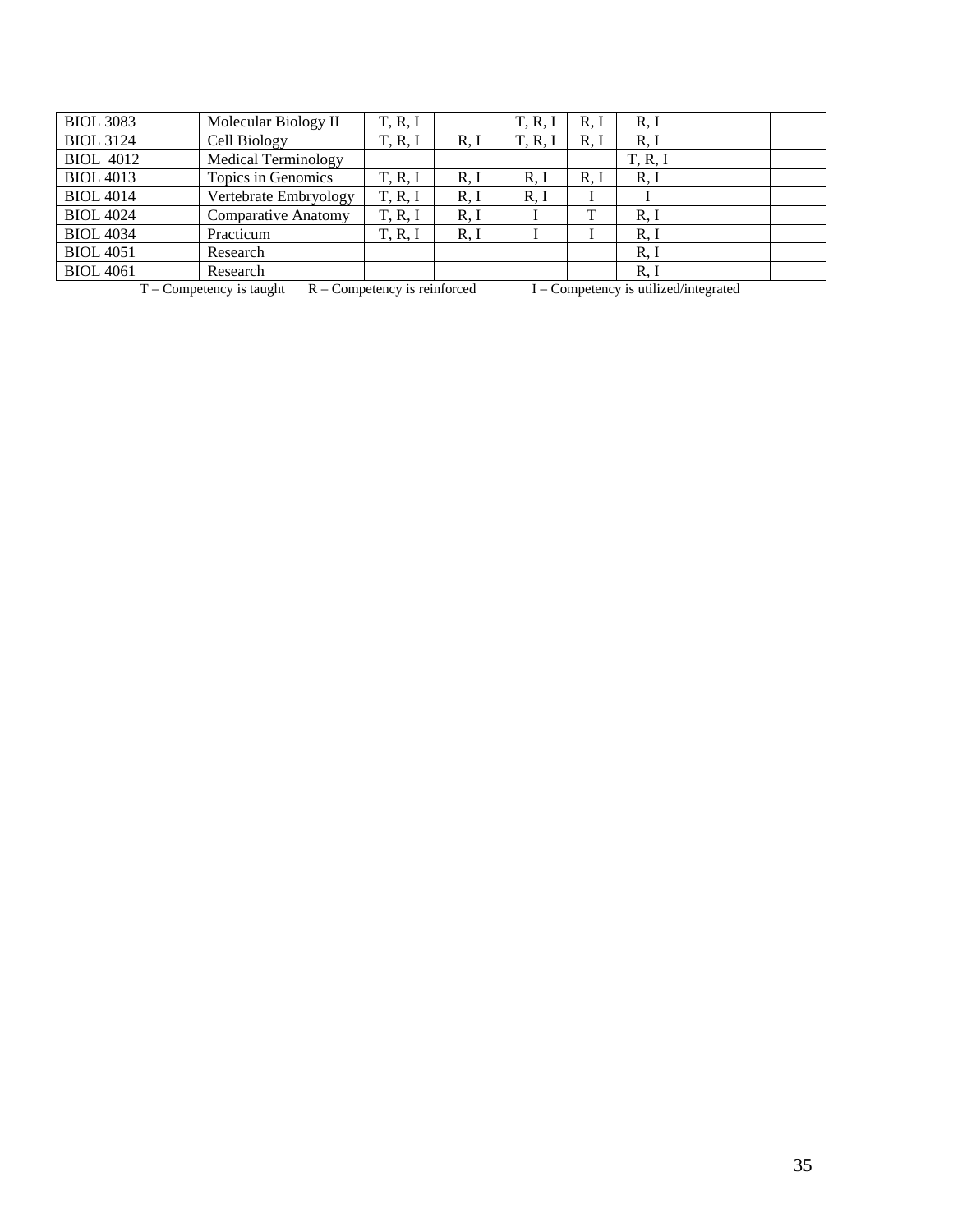| | | | | | | | | | |
|---|---|---|---|---|---|---|---|---|---|
| BIOL 3083 | Molecular Biology II | T, R, I | | T, R, I | R, I | R, I | | | |
| BIOL 3124 | Cell Biology | T, R, I | R, I | T, R, I | R, I | R, I | | | |
| BIOL 4012 | Medical Terminology | | | | | T, R, I | | | |
| BIOL 4013 | Topics in Genomics | T, R, I | R, I | R, I | R, I | R, I | | | |
| BIOL 4014 | Vertebrate Embryology | T, R, I | R, I | R, I | I | I | | | |
| BIOL 4024 | Comparative Anatomy | T, R, I | R, I | I | T | R, I | | | |
| BIOL 4034 | Practicum | T, R, I | R, I | I | I | R, I | | | |
| BIOL 4051 | Research | | | | | R, I | | | |
| BIOL 4061 | Research | | | | | R, I | | | |

T – Competency is taught  R – Competency is reinforced  I – Competency is utilized/integrated